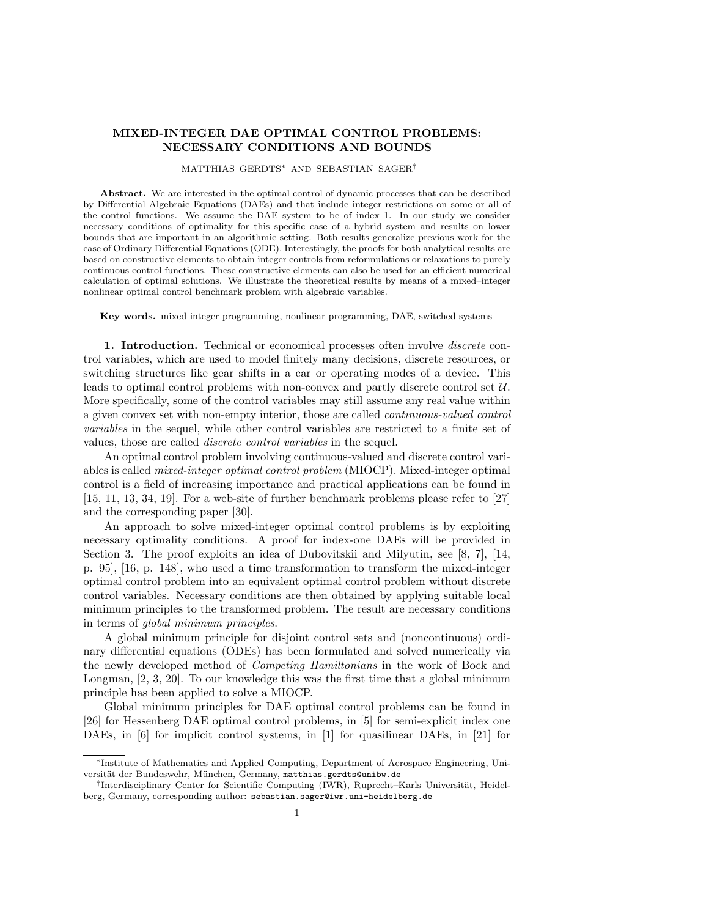# MIXED-INTEGER DAE OPTIMAL CONTROL PROBLEMS: NECESSARY CONDITIONS AND BOUNDS

MATTHIAS GERDTS* AND SEBASTIAN SAGER†

**Abstract.** We are interested in the optimal control of dynamic processes that can be described by Differential Algebraic Equations (DAEs) and that include integer restrictions on some or all of the control functions. We assume the DAE system to be of index 1. In our study we consider necessary conditions of optimality for this specific case of a hybrid system and results on lower bounds that are important in an algorithmic setting. Both results generalize previous work for the case of Ordinary Differential Equations (ODE). Interestingly, the proofs for both analytical results are based on constructive elements to obtain integer controls from reformulations or relaxations to purely continuous control functions. These constructive elements can also be used for an efficient numerical calculation of optimal solutions. We illustrate the theoretical results by means of a mixed–integer nonlinear optimal control benchmark problem with algebraic variables.

**Key words.** mixed integer programming, nonlinear programming, DAE, switched systems

## 1. Introduction.

Technical or economical processes often involve *discrete* control variables, which are used to model finitely many decisions, discrete resources, or switching structures like gear shifts in a car or operating modes of a device. This leads to optimal control problems with non-convex and partly discrete control set $\mathcal{U}$. More specifically, some of the control variables may still assume any real value within a given convex set with non-empty interior, those are called *continuous-valued control variables* in the sequel, while other control variables are restricted to a finite set of values, those are called *discrete control variables* in the sequel.

An optimal control problem involving continuous-valued and discrete control variables is called *mixed-integer optimal control problem* (MIOCP). Mixed-integer optimal control is a field of increasing importance and practical applications can be found in [15, 11, 13, 34, 19]. For a web-site of further benchmark problems please refer to [27] and the corresponding paper [30].

An approach to solve mixed-integer optimal control problems is by exploiting necessary optimality conditions. A proof for index-one DAEs will be provided in Section 3. The proof exploits an idea of Dubovitskii and Milyutin, see [8, 7], [14, p. 95], [16, p. 148], who used a time transformation to transform the mixed-integer optimal control problem into an equivalent optimal control problem without discrete control variables. Necessary conditions are then obtained by applying suitable local minimum principles to the transformed problem. The result are necessary conditions in terms of *global minimum principles*.

A global minimum principle for disjoint control sets and (noncontinuous) ordinary differential equations (ODEs) has been formulated and solved numerically via the newly developed method of *Competing Hamiltonians* in the work of Bock and Longman, [2, 3, 20]. To our knowledge this was the first time that a global minimum principle has been applied to solve a MIOCP.

Global minimum principles for DAE optimal control problems can be found in [26] for Hessenberg DAE optimal control problems, in [5] for semi-explicit index one DAEs, in [6] for implicit control systems, in [1] for quasilinear DAEs, in [21] for

*Institute of Mathematics and Applied Computing, Department of Aerospace Engineering, Universität der Bundeswehr, München, Germany, matthias.gerdts@unibw.de

†Interdisciplinary Center for Scientific Computing (IWR), Ruprecht–Karls Universität, Heidelberg, Germany, corresponding author: sebastian.sager@iwr.uni-heidelberg.de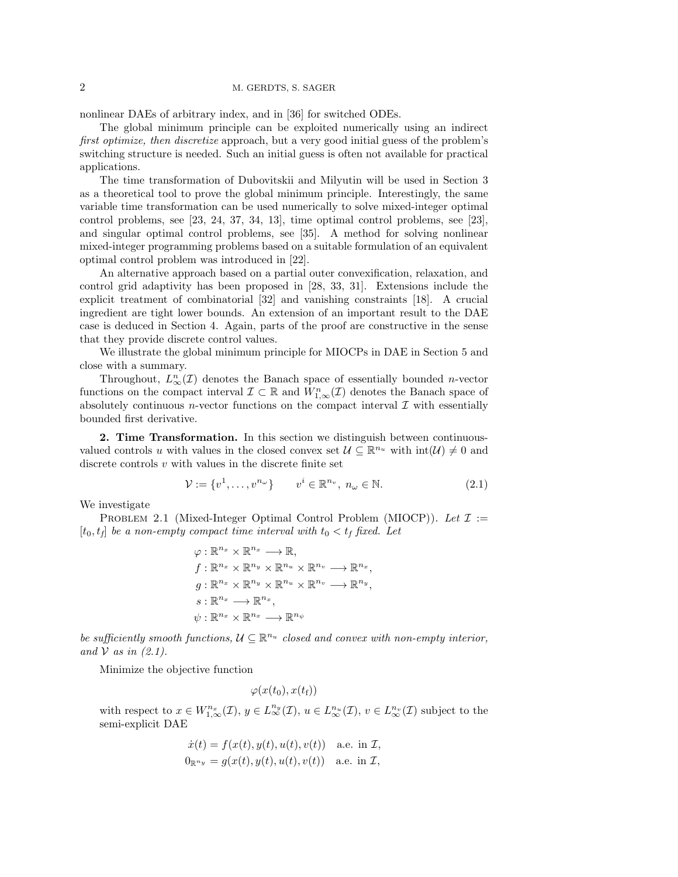nonlinear DAEs of arbitrary index, and in [36] for switched ODEs.

The global minimum principle can be exploited numerically using an indirect *first optimize, then discretize* approach, but a very good initial guess of the problem's switching structure is needed. Such an initial guess is often not available for practical applications.

The time transformation of Dubovitskii and Milyutin will be used in Section 3 as a theoretical tool to prove the global minimum principle. Interestingly, the same variable time transformation can be used numerically to solve mixed-integer optimal control problems, see [23, 24, 37, 34, 13], time optimal control problems, see [23], and singular optimal control problems, see [35]. A method for solving nonlinear mixed-integer programming problems based on a suitable formulation of an equivalent optimal control problem was introduced in [22].

An alternative approach based on a partial outer convexification, relaxation, and control grid adaptivity has been proposed in [28, 33, 31]. Extensions include the explicit treatment of combinatorial [32] and vanishing constraints [18]. A crucial ingredient are tight lower bounds. An extension of an important result to the DAE case is deduced in Section 4. Again, parts of the proof are constructive in the sense that they provide discrete control values.

We illustrate the global minimum principle for MIOCPs in DAE in Section 5 and close with a summary.

Throughout, $L_\infty^n(\mathcal{I})$ denotes the Banach space of essentially bounded $n$-vector functions on the compact interval $\mathcal{I} \subset \mathbb{R}$ and $W_{1,\infty}^n(\mathcal{I})$ denotes the Banach space of absolutely continuous $n$-vector functions on the compact interval $\mathcal{I}$ with essentially bounded first derivative.

## 2. Time Transformation.

In this section we distinguish between continuous-valued controls $u$ with values in the closed convex set $\mathcal{U} \subseteq \mathbb{R}^{n_u}$ with $\text{int}(\mathcal{U}) \neq 0$ and discrete controls $v$ with values in the discrete finite set

$$\mathcal{V} := \{v^1, \ldots, v^{n_\omega}\} \qquad v^i \in \mathbb{R}^{n_v},\ n_\omega \in \mathbb{N}. \tag{2.1}$$

We investigate

Problem 2.1 (Mixed-Integer Optimal Control Problem (MIOCP)). *Let $\mathcal{I} := [t_0, t_f]$ be a non-empty compact time interval with $t_0 < t_f$ fixed. Let*

$$\begin{aligned}
\varphi &: \mathbb{R}^{n_x} \times \mathbb{R}^{n_x} \longrightarrow \mathbb{R}, \\
f &: \mathbb{R}^{n_x} \times \mathbb{R}^{n_y} \times \mathbb{R}^{n_u} \times \mathbb{R}^{n_v} \longrightarrow \mathbb{R}^{n_x}, \\
g &: \mathbb{R}^{n_x} \times \mathbb{R}^{n_y} \times \mathbb{R}^{n_u} \times \mathbb{R}^{n_v} \longrightarrow \mathbb{R}^{n_y}, \\
s &: \mathbb{R}^{n_x} \longrightarrow \mathbb{R}^{n_x}, \\
\psi &: \mathbb{R}^{n_x} \times \mathbb{R}^{n_x} \longrightarrow \mathbb{R}^{n_\psi}
\end{aligned}$$

*be sufficiently smooth functions, $\mathcal{U} \subseteq \mathbb{R}^{n_u}$ closed and convex with non-empty interior, and $\mathcal{V}$ as in (2.1).*

Minimize the objective function

$$\varphi(x(t_0), x(t_f))$$

with respect to $x \in W_{1,\infty}^{n_x}(\mathcal{I})$, $y \in L_\infty^{n_y}(\mathcal{I})$, $u \in L_\infty^{n_u}(\mathcal{I})$, $v \in L_\infty^{n_v}(\mathcal{I})$ subject to the semi-explicit DAE

$$\begin{aligned}
\dot{x}(t) &= f(x(t), y(t), u(t), v(t)) \quad \text{a.e. in } \mathcal{I}, \\
0_{\mathbb{R}^{n_y}} &= g(x(t), y(t), u(t), v(t)) \quad \text{a.e. in } \mathcal{I},
\end{aligned}$$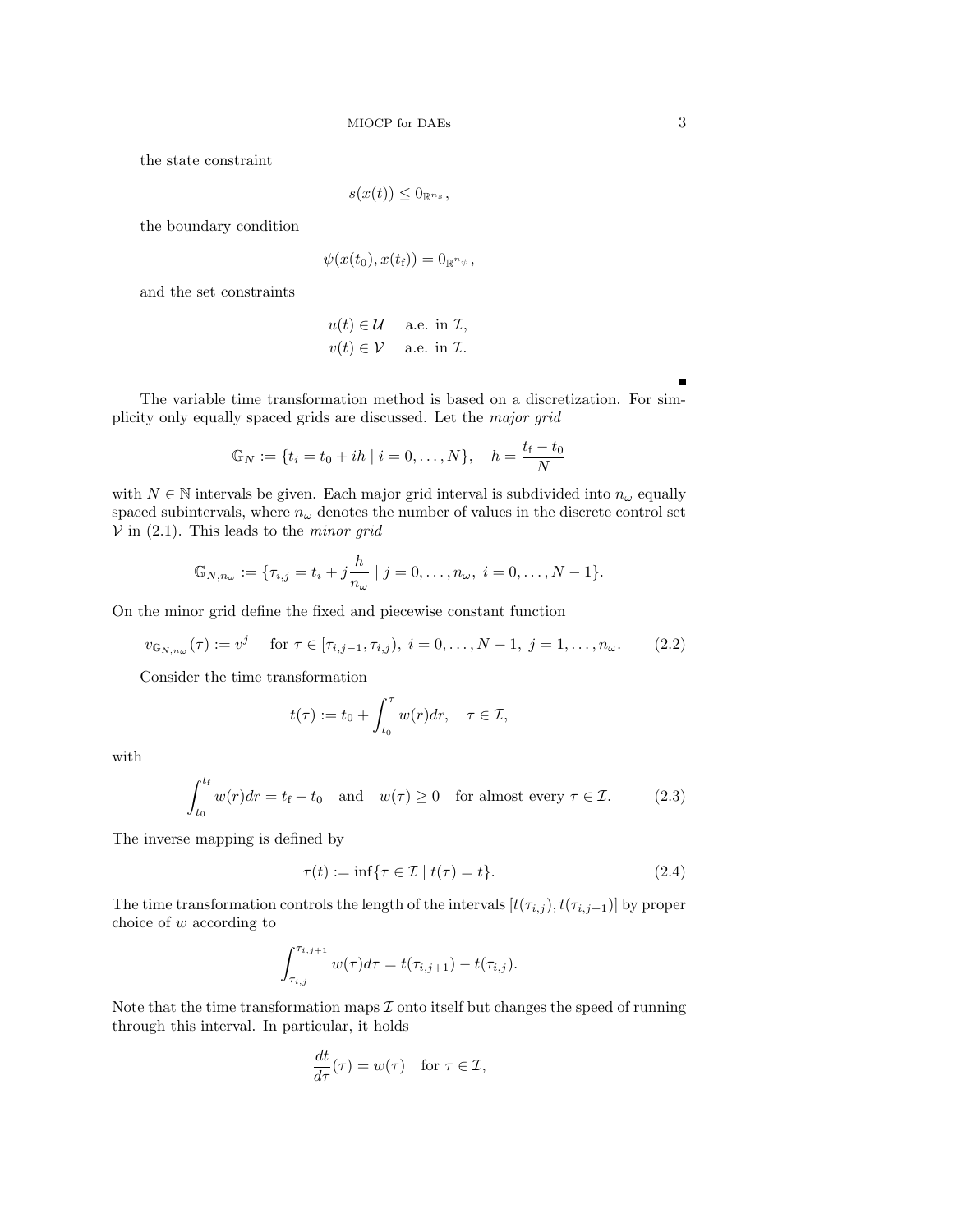the state constraint

$$s(x(t)) \leq 0_{\mathbb{R}^{n_s}},$$

the boundary condition

$$\psi(x(t_0), x(t_{\mathrm{f}})) = 0_{\mathbb{R}^{n_\psi}},$$

and the set constraints

$$\begin{aligned} u(t) &\in \mathcal{U} \quad \text{a.e. in } \mathcal{I}, \\ v(t) &\in \mathcal{V} \quad \text{a.e. in } \mathcal{I}. \end{aligned}$$

■

The variable time transformation method is based on a discretization. For simplicity only equally spaced grids are discussed. Let the *major grid*

$$\mathbb{G}_N := \{t_i = t_0 + ih \mid i = 0, \ldots, N\}, \quad h = \frac{t_{\mathrm{f}} - t_0}{N}$$

with $N \in \mathbb{N}$ intervals be given. Each major grid interval is subdivided into $n_\omega$ equally spaced subintervals, where $n_\omega$ denotes the number of values in the discrete control set $\mathcal{V}$ in (2.1). This leads to the *minor grid*

$$\mathbb{G}_{N,n_\omega} := \{\tau_{i,j} = t_i + j\frac{h}{n_\omega} \mid j = 0, \ldots, n_\omega,\ i = 0, \ldots, N-1\}.$$

On the minor grid define the fixed and piecewise constant function

$$v_{\mathbb{G}_{N,n_\omega}}(\tau) := v^j \quad \text{for } \tau \in [\tau_{i,j-1}, \tau_{i,j}),\ i = 0, \ldots, N-1,\ j = 1, \ldots, n_\omega. \tag{2.2}$$

Consider the time transformation

$$t(\tau) := t_0 + \int_{t_0}^{\tau} w(r)dr, \quad \tau \in \mathcal{I},$$

with

$$\int_{t_0}^{t_{\mathrm{f}}} w(r)dr = t_{\mathrm{f}} - t_0 \quad \text{and} \quad w(\tau) \geq 0 \quad \text{for almost every } \tau \in \mathcal{I}. \tag{2.3}$$

The inverse mapping is defined by

$$\tau(t) := \inf\{\tau \in \mathcal{I} \mid t(\tau) = t\}. \tag{2.4}$$

The time transformation controls the length of the intervals $[t(\tau_{i,j}), t(\tau_{i,j+1})]$ by proper choice of $w$ according to

$$\int_{\tau_{i,j}}^{\tau_{i,j+1}} w(\tau)d\tau = t(\tau_{i,j+1}) - t(\tau_{i,j}).$$

Note that the time transformation maps $\mathcal{I}$ onto itself but changes the speed of running through this interval. In particular, it holds

$$\frac{dt}{d\tau}(\tau) = w(\tau) \quad \text{for } \tau \in \mathcal{I},$$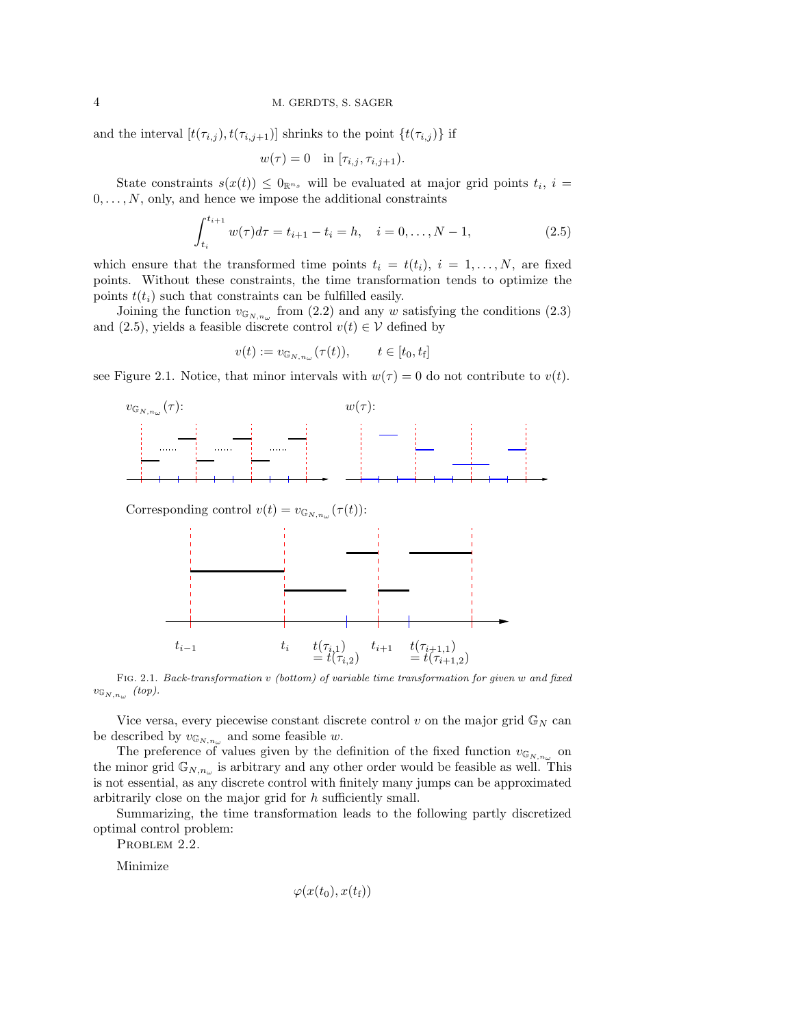and the interval $[t(\tau_{i,j}), t(\tau_{i,j+1})]$ shrinks to the point $\{t(\tau_{i,j})\}$ if

$$w(\tau) = 0 \quad \text{in } [\tau_{i,j}, \tau_{i,j+1}).$$

State constraints $s(x(t)) \leq 0_{\mathbb{R}^{n_s}}$ will be evaluated at major grid points $t_i$, $i = 0, \ldots, N$, only, and hence we impose the additional constraints

$$\int_{t_i}^{t_{i+1}} w(\tau) d\tau = t_{i+1} - t_i = h, \quad i = 0, \ldots, N-1, \tag{2.5}$$

which ensure that the transformed time points $t_i = t(t_i)$, $i = 1, \ldots, N$, are fixed points. Without these constraints, the time transformation tends to optimize the points $t(t_i)$ such that constraints can be fulfilled easily.

Joining the function $v_{\mathbb{G}_{N,n_\omega}}$ from (2.2) and any $w$ satisfying the conditions (2.3) and (2.5), yields a feasible discrete control $v(t) \in \mathcal{V}$ defined by

$$v(t) := v_{\mathbb{G}_{N,n_\omega}}(\tau(t)), \qquad t \in [t_0, t_f]$$

see Figure 2.1. Notice, that minor intervals with $w(\tau) = 0$ do not contribute to $v(t)$.

Fig. 2.1. *Back-transformation $v$ (bottom) of variable time transformation for given $w$ and fixed $v_{\mathbb{G}_{N,n_\omega}}$ (top).*

Vice versa, every piecewise constant discrete control $v$ on the major grid $\mathbb{G}_N$ can be described by $v_{\mathbb{G}_{N,n_\omega}}$ and some feasible $w$.

The preference of values given by the definition of the fixed function $v_{\mathbb{G}_{N,n_\omega}}$ on the minor grid $\mathbb{G}_{N,n_\omega}$ is arbitrary and any other order would be feasible as well. This is not essential, as any discrete control with finitely many jumps can be approximated arbitrarily close on the major grid for $h$ sufficiently small.

Summarizing, the time transformation leads to the following partly discretized optimal control problem:

Problem 2.2.

Minimize

$$\varphi(x(t_0), x(t_f))$$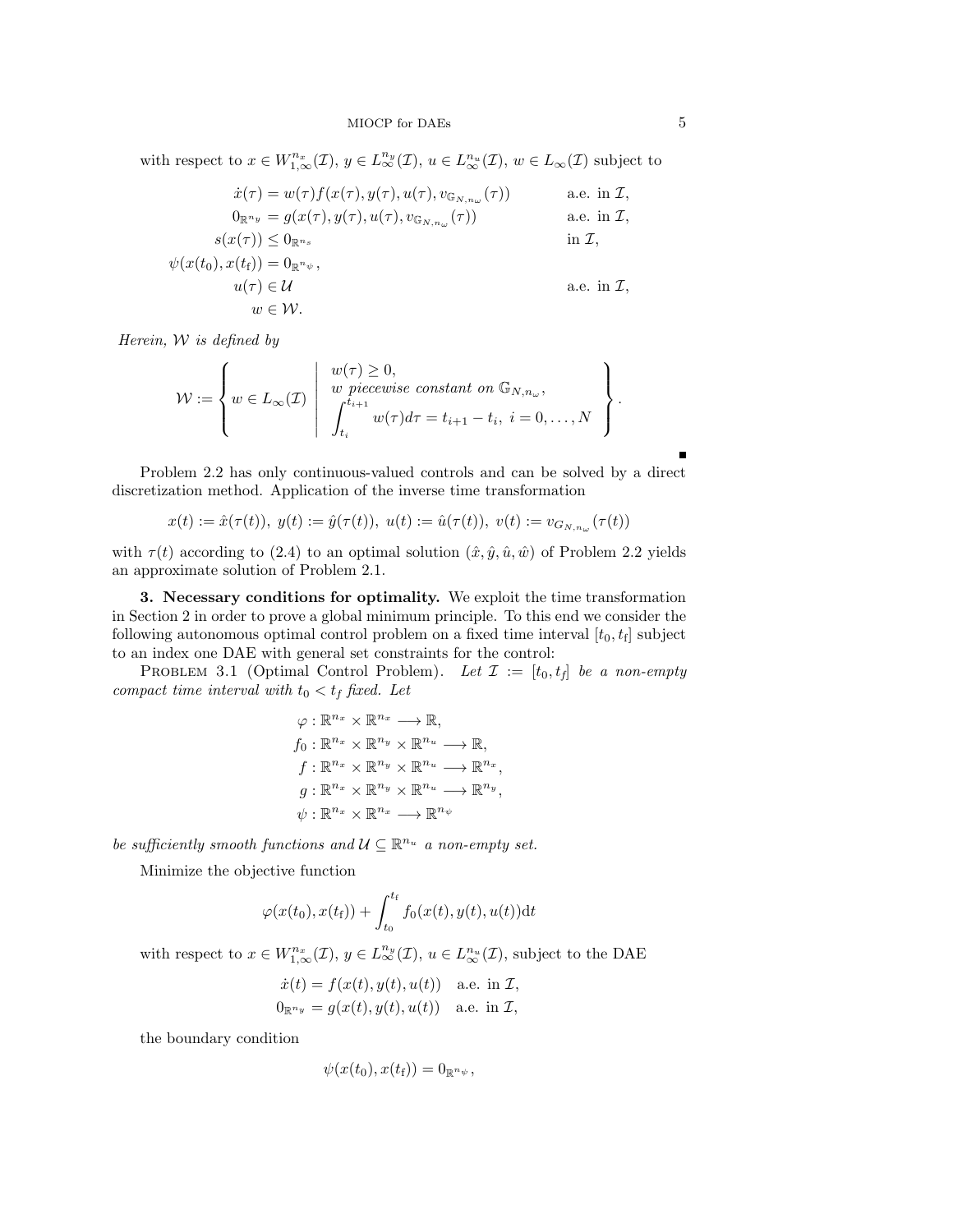with respect to $x \in W_{1,\infty}^{n_x}(\mathcal{I})$, $y \in L_\infty^{n_y}(\mathcal{I})$, $u \in L_\infty^{n_u}(\mathcal{I})$, $w \in L_\infty(\mathcal{I})$ subject to

$$
\begin{aligned}
\dot{x}(\tau) &= w(\tau) f(x(\tau), y(\tau), u(\tau), v_{\mathbb{G}_{N,n_\omega}}(\tau)) && \text{a.e. in } \mathcal{I}, \\
0_{\mathbb{R}^{n_y}} &= g(x(\tau), y(\tau), u(\tau), v_{\mathbb{G}_{N,n_\omega}}(\tau)) && \text{a.e. in } \mathcal{I}, \\
s(x(\tau)) &\leq 0_{\mathbb{R}^{n_s}} && \text{in } \mathcal{I}, \\
\psi(x(t_0), x(t_\mathrm{f})) &= 0_{\mathbb{R}^{n_\psi}}, && \\
u(\tau) &\in \mathcal{U} && \text{a.e. in } \mathcal{I}, \\
w &\in \mathcal{W}. &&
\end{aligned}
$$

*Herein, $\mathcal{W}$ is defined by*

$$
\mathcal{W} := \left\{ w \in L_\infty(\mathcal{I}) \;\middle|\; \begin{array}{l} w(\tau) \geq 0, \\ w \text{ piecewise constant on } \mathbb{G}_{N,n_\omega}, \\ \displaystyle\int_{t_i}^{t_{i+1}} w(\tau) d\tau = t_{i+1} - t_i,\ i = 0, \ldots, N \end{array} \right\}.
$$

■

Problem 2.2 has only continuous-valued controls and can be solved by a direct discretization method. Application of the inverse time transformation

$$
x(t) := \hat{x}(\tau(t)),\ y(t) := \hat{y}(\tau(t)),\ u(t) := \hat{u}(\tau(t)),\ v(t) := v_{G_{N,n_\omega}}(\tau(t))
$$

with $\tau(t)$ according to (2.4) to an optimal solution $(\hat{x}, \hat{y}, \hat{u}, \hat{w})$ of Problem 2.2 yields an approximate solution of Problem 2.1.

## 3. Necessary conditions for optimality.

We exploit the time transformation in Section 2 in order to prove a global minimum principle. To this end we consider the following autonomous optimal control problem on a fixed time interval $[t_0, t_\mathrm{f}]$ subject to an index one DAE with general set constraints for the control:

Problem 3.1 (Optimal Control Problem). *Let $\mathcal{I} := [t_0, t_f]$ be a non-empty compact time interval with $t_0 < t_f$ fixed. Let*

$$
\begin{aligned}
\varphi &: \mathbb{R}^{n_x} \times \mathbb{R}^{n_x} \longrightarrow \mathbb{R}, \\
f_0 &: \mathbb{R}^{n_x} \times \mathbb{R}^{n_y} \times \mathbb{R}^{n_u} \longrightarrow \mathbb{R}, \\
f &: \mathbb{R}^{n_x} \times \mathbb{R}^{n_y} \times \mathbb{R}^{n_u} \longrightarrow \mathbb{R}^{n_x}, \\
g &: \mathbb{R}^{n_x} \times \mathbb{R}^{n_y} \times \mathbb{R}^{n_u} \longrightarrow \mathbb{R}^{n_y}, \\
\psi &: \mathbb{R}^{n_x} \times \mathbb{R}^{n_x} \longrightarrow \mathbb{R}^{n_\psi}
\end{aligned}
$$

*be sufficiently smooth functions and $\mathcal{U} \subseteq \mathbb{R}^{n_u}$ a non-empty set.*

Minimize the objective function

$$
\varphi(x(t_0), x(t_\mathrm{f})) + \int_{t_0}^{t_\mathrm{f}} f_0(x(t), y(t), u(t)) \mathrm{d}t
$$

with respect to $x \in W_{1,\infty}^{n_x}(\mathcal{I})$, $y \in L_\infty^{n_y}(\mathcal{I})$, $u \in L_\infty^{n_u}(\mathcal{I})$, subject to the DAE

$$
\begin{aligned}
\dot{x}(t) &= f(x(t), y(t), u(t)) \quad \text{a.e. in } \mathcal{I}, \\
0_{\mathbb{R}^{n_y}} &= g(x(t), y(t), u(t)) \quad \text{a.e. in } \mathcal{I},
\end{aligned}
$$

the boundary condition

$$
\psi(x(t_0), x(t_\mathrm{f})) = 0_{\mathbb{R}^{n_\psi}},
$$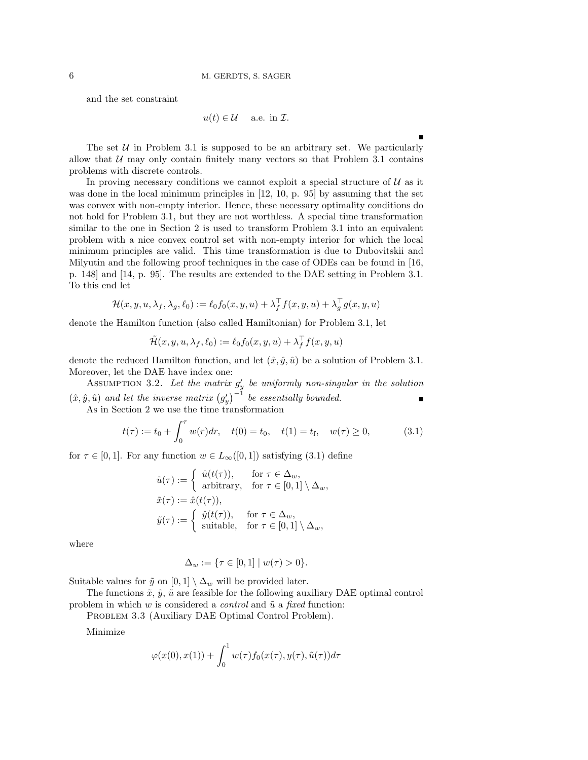and the set constraint

$$u(t) \in \mathcal{U} \quad \text{a.e. in } \mathcal{I}.$$

■

The set $\mathcal{U}$ in Problem 3.1 is supposed to be an arbitrary set. We particularly allow that $\mathcal{U}$ may only contain finitely many vectors so that Problem 3.1 contains problems with discrete controls.

In proving necessary conditions we cannot exploit a special structure of $\mathcal{U}$ as it was done in the local minimum principles in [12, 10, p. 95] by assuming that the set was convex with non-empty interior. Hence, these necessary optimality conditions do not hold for Problem 3.1, but they are not worthless. A special time transformation similar to the one in Section 2 is used to transform Problem 3.1 into an equivalent problem with a nice convex control set with non-empty interior for which the local minimum principles are valid. This time transformation is due to Dubovitskii and Milyutin and the following proof techniques in the case of ODEs can be found in [16, p. 148] and [14, p. 95]. The results are extended to the DAE setting in Problem 3.1. To this end let

$$\mathcal{H}(x, y, u, \lambda_f, \lambda_g, \ell_0) := \ell_0 f_0(x, y, u) + \lambda_f^\top f(x, y, u) + \lambda_g^\top g(x, y, u)$$

denote the Hamilton function (also called Hamiltonian) for Problem 3.1, let

$$\tilde{\mathcal{H}}(x, y, u, \lambda_f, \ell_0) := \ell_0 f_0(x, y, u) + \lambda_f^\top f(x, y, u)$$

denote the reduced Hamilton function, and let $(\hat{x}, \hat{y}, \hat{u})$ be a solution of Problem 3.1. Moreover, let the DAE have index one:

Assumption 3.2. *Let the matrix $g'_y$ be uniformly non-singular in the solution $(\hat{x}, \hat{y}, \hat{u})$ and let the inverse matrix $\left(g'_y\right)^{-1}$ be essentially bounded.* ■

As in Section 2 we use the time transformation

$$t(\tau) := t_0 + \int_0^\tau w(r)dr, \quad t(0) = t_0, \quad t(1) = t_{\mathrm{f}}, \quad w(\tau) \geq 0, \tag{3.1}$$

for $\tau \in [0, 1]$. For any function $w \in L_\infty([0, 1])$ satisfying (3.1) define

$$\tilde{u}(\tau) := \begin{cases} \hat{u}(t(\tau)), & \text{for } \tau \in \Delta_w, \\ \text{arbitrary}, & \text{for } \tau \in [0, 1] \setminus \Delta_w, \end{cases}$$

$$\tilde{x}(\tau) := \hat{x}(t(\tau)),$$

$$\tilde{y}(\tau) := \begin{cases} \hat{y}(t(\tau)), & \text{for } \tau \in \Delta_w, \\ \text{suitable}, & \text{for } \tau \in [0, 1] \setminus \Delta_w, \end{cases}$$

where

$$\Delta_w := \{\tau \in [0, 1] \mid w(\tau) > 0\}.$$

Suitable values for $\tilde{y}$ on $[0, 1] \setminus \Delta_w$ will be provided later.

The functions $\tilde{x}$, $\tilde{y}$, $\tilde{u}$ are feasible for the following auxiliary DAE optimal control problem in which $w$ is considered a *control* and $\tilde{u}$ a *fixed* function:

Problem 3.3 (Auxiliary DAE Optimal Control Problem).

Minimize

$$\varphi(x(0), x(1)) + \int_0^1 w(\tau) f_0(x(\tau), y(\tau), \tilde{u}(\tau)) d\tau$$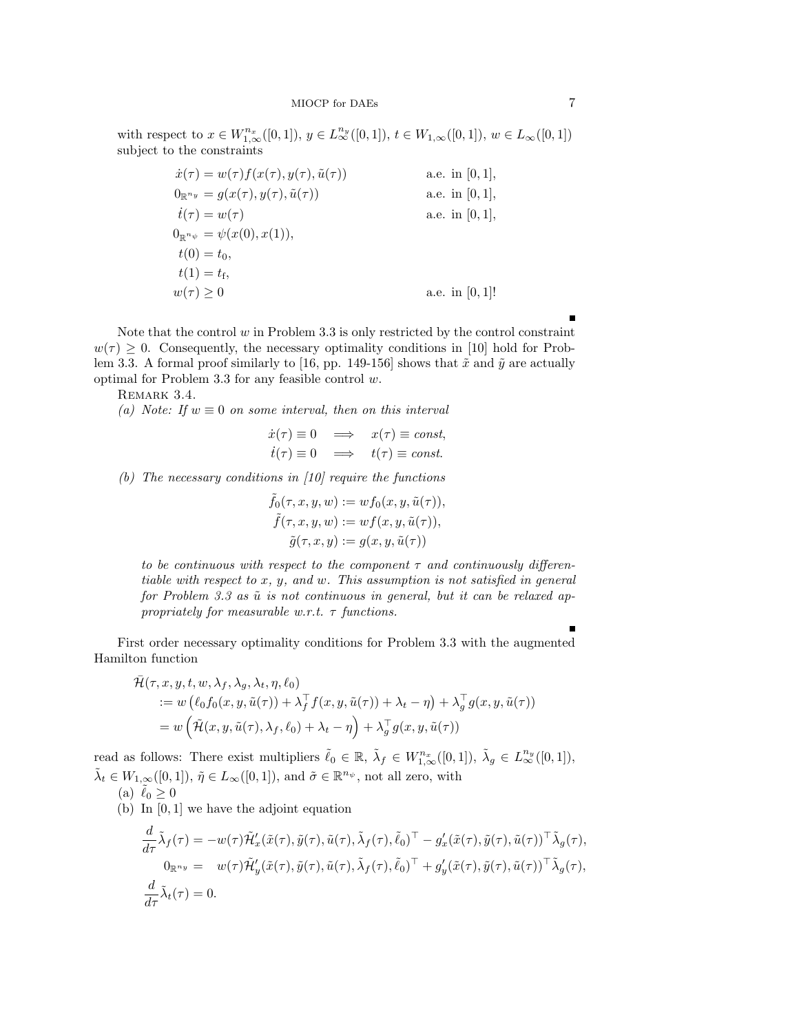with respect to $x \in W_{1,\infty}^{n_x}([0,1])$, $y \in L_\infty^{n_y}([0,1])$, $t \in W_{1,\infty}([0,1])$, $w \in L_\infty([0,1])$ subject to the constraints

$$
\begin{aligned}
\dot{x}(\tau) &= w(\tau) f(x(\tau), y(\tau), \tilde{u}(\tau)) && \text{a.e. in } [0,1],\\
0_{\mathbb{R}^{n_y}} &= g(x(\tau), y(\tau), \tilde{u}(\tau)) && \text{a.e. in } [0,1],\\
\dot{t}(\tau) &= w(\tau) && \text{a.e. in } [0,1],\\
0_{\mathbb{R}^{n_\psi}} &= \psi(x(0), x(1)), &&\\
t(0) &= t_0, &&\\
t(1) &= t_{\mathrm{f}}, &&\\
w(\tau) &\geq 0 && \text{a.e. in } [0,1]!
\end{aligned}
$$

■

Note that the control $w$ in Problem 3.3 is only restricted by the control constraint $w(\tau) \geq 0$. Consequently, the necessary optimality conditions in [10] hold for Problem 3.3. A formal proof similarly to [16, pp. 149-156] shows that $\tilde{x}$ and $\tilde{y}$ are actually optimal for Problem 3.3 for any feasible control $w$.

REMARK 3.4.

*(a) Note: If $w \equiv 0$ on some interval, then on this interval*

$$
\dot{x}(\tau) \equiv 0 \quad \Longrightarrow \quad x(\tau) \equiv const,
$$
$$
\dot{t}(\tau) \equiv 0 \quad \Longrightarrow \quad t(\tau) \equiv const.
$$

*(b) The necessary conditions in [10] require the functions*

$$
\begin{aligned}
\tilde{f}_0(\tau, x, y, w) &:= w f_0(x, y, \tilde{u}(\tau)),\\
\tilde{f}(\tau, x, y, w) &:= w f(x, y, \tilde{u}(\tau)),\\
\tilde{g}(\tau, x, y) &:= g(x, y, \tilde{u}(\tau))
\end{aligned}
$$

*to be continuous with respect to the component $\tau$ and continuously differentiable with respect to $x$, $y$, and $w$. This assumption is not satisfied in general for Problem 3.3 as $\tilde{u}$ is not continuous in general, but it can be relaxed appropriately for measurable w.r.t. $\tau$ functions.*

■

First order necessary optimality conditions for Problem 3.3 with the augmented Hamilton function

$$
\begin{aligned}
&\bar{\mathcal{H}}(\tau, x, y, t, w, \lambda_f, \lambda_g, \lambda_t, \eta, \ell_0)\\
&\quad := w \left( \ell_0 f_0(x, y, \tilde{u}(\tau)) + \lambda_f^\top f(x, y, \tilde{u}(\tau)) + \lambda_t - \eta \right) + \lambda_g^\top g(x, y, \tilde{u}(\tau))\\
&\quad = w \left( \tilde{\mathcal{H}}(x, y, \tilde{u}(\tau), \lambda_f, \ell_0) + \lambda_t - \eta \right) + \lambda_g^\top g(x, y, \tilde{u}(\tau))
\end{aligned}
$$

read as follows: There exist multipliers $\tilde{\ell}_0 \in \mathbb{R}$, $\tilde{\lambda}_f \in W_{1,\infty}^{n_x}([0,1])$, $\tilde{\lambda}_g \in L_\infty^{n_y}([0,1])$, $\tilde{\lambda}_t \in W_{1,\infty}([0,1])$, $\tilde{\eta} \in L_\infty([0,1])$, and $\tilde{\sigma} \in \mathbb{R}^{n_\psi}$, not all zero, with

(a) $\tilde{\ell}_0 \geq 0$

(b) In $[0,1]$ we have the adjoint equation

$$
\begin{aligned}
\frac{d}{d\tau} \tilde{\lambda}_f(\tau) &= -w(\tau) \tilde{\mathcal{H}}_x'(\tilde{x}(\tau), \tilde{y}(\tau), \tilde{u}(\tau), \tilde{\lambda}_f(\tau), \tilde{\ell}_0)^\top - g_x'(\tilde{x}(\tau), \tilde{y}(\tau), \tilde{u}(\tau))^\top \tilde{\lambda}_g(\tau),\\
0_{\mathbb{R}^{n_y}} &= \quad w(\tau) \tilde{\mathcal{H}}_y'(\tilde{x}(\tau), \tilde{y}(\tau), \tilde{u}(\tau), \tilde{\lambda}_f(\tau), \tilde{\ell}_0)^\top + g_y'(\tilde{x}(\tau), \tilde{y}(\tau), \tilde{u}(\tau))^\top \tilde{\lambda}_g(\tau),\\
\frac{d}{d\tau} \tilde{\lambda}_t(\tau) &= 0.
\end{aligned}
$$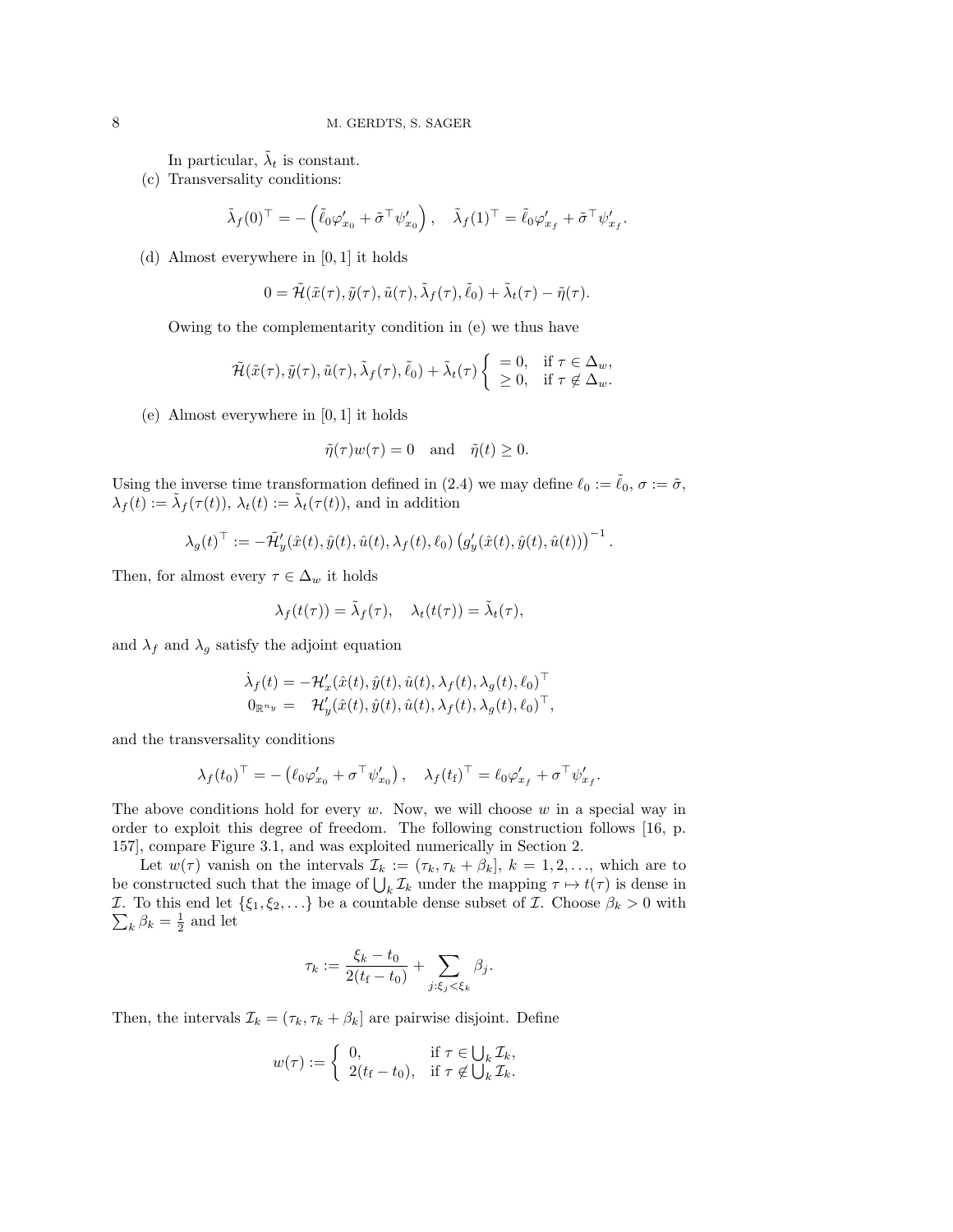In particular, $\tilde{\lambda}_t$ is constant.

(c) Transversality conditions:

$$\tilde{\lambda}_f(0)^\top = -\left(\tilde{\ell}_0 \varphi'_{x_0} + \tilde{\sigma}^\top \psi'_{x_0}\right), \quad \tilde{\lambda}_f(1)^\top = \tilde{\ell}_0 \varphi'_{x_f} + \tilde{\sigma}^\top \psi'_{x_f}.$$

(d) Almost everywhere in $[0,1]$ it holds

$$0 = \tilde{\mathcal{H}}(\tilde{x}(\tau), \tilde{y}(\tau), \tilde{u}(\tau), \tilde{\lambda}_f(\tau), \tilde{\ell}_0) + \tilde{\lambda}_t(\tau) - \tilde{\eta}(\tau).$$

Owing to the complementarity condition in (e) we thus have

$$\tilde{\mathcal{H}}(\tilde{x}(\tau), \tilde{y}(\tau), \tilde{u}(\tau), \tilde{\lambda}_f(\tau), \tilde{\ell}_0) + \tilde{\lambda}_t(\tau) \left\{ \begin{array}{ll} = 0, & \text{if } \tau \in \Delta_w, \\ \geq 0, & \text{if } \tau \notin \Delta_w. \end{array} \right.$$

(e) Almost everywhere in $[0,1]$ it holds

$$\tilde{\eta}(\tau) w(\tau) = 0 \quad \text{and} \quad \tilde{\eta}(t) \geq 0.$$

Using the inverse time transformation defined in (2.4) we may define $\ell_0 := \tilde{\ell}_0$, $\sigma := \tilde{\sigma}$, $\lambda_f(t) := \tilde{\lambda}_f(\tau(t))$, $\lambda_t(t) := \tilde{\lambda}_t(\tau(t))$, and in addition

$$\lambda_g(t)^\top := -\tilde{\mathcal{H}}'_y(\hat{x}(t), \hat{y}(t), \hat{u}(t), \lambda_f(t), \ell_0) \left(g'_y(\hat{x}(t), \hat{y}(t), \hat{u}(t))\right)^{-1}.$$

Then, for almost every $\tau \in \Delta_w$ it holds

$$\lambda_f(t(\tau)) = \tilde{\lambda}_f(\tau), \quad \lambda_t(t(\tau)) = \tilde{\lambda}_t(\tau),$$

and $\lambda_f$ and $\lambda_g$ satisfy the adjoint equation

$$\begin{aligned} \dot{\lambda}_f(t) &= -\mathcal{H}'_x(\hat{x}(t), \hat{y}(t), \hat{u}(t), \lambda_f(t), \lambda_g(t), \ell_0)^\top \\ 0_{\mathbb{R}^{n_y}} &= \quad \mathcal{H}'_y(\hat{x}(t), \hat{y}(t), \hat{u}(t), \lambda_f(t), \lambda_g(t), \ell_0)^\top, \end{aligned}$$

and the transversality conditions

$$\lambda_f(t_0)^\top = -\left(\ell_0 \varphi'_{x_0} + \sigma^\top \psi'_{x_0}\right), \quad \lambda_f(t_f)^\top = \ell_0 \varphi'_{x_f} + \sigma^\top \psi'_{x_f}.$$

The above conditions hold for every $w$. Now, we will choose $w$ in a special way in order to exploit this degree of freedom. The following construction follows [16, p. 157], compare Figure 3.1, and was exploited numerically in Section 2.

Let $w(\tau)$ vanish on the intervals $\mathcal{I}_k := (\tau_k, \tau_k + \beta_k]$, $k = 1, 2, \ldots$, which are to be constructed such that the image of $\bigcup_k \mathcal{I}_k$ under the mapping $\tau \mapsto t(\tau)$ is dense in $\mathcal{I}$. To this end let $\{\xi_1, \xi_2, \ldots\}$ be a countable dense subset of $\mathcal{I}$. Choose $\beta_k > 0$ with $\sum_k \beta_k = \frac{1}{2}$ and let

$$\tau_k := \frac{\xi_k - t_0}{2(t_f - t_0)} + \sum_{j: \xi_j < \xi_k} \beta_j.$$

Then, the intervals $\mathcal{I}_k = (\tau_k, \tau_k + \beta_k]$ are pairwise disjoint. Define

$$w(\tau) := \left\{ \begin{array}{ll} 0, & \text{if } \tau \in \bigcup_k \mathcal{I}_k, \\ 2(t_f - t_0), & \text{if } \tau \notin \bigcup_k \mathcal{I}_k. \end{array} \right.$$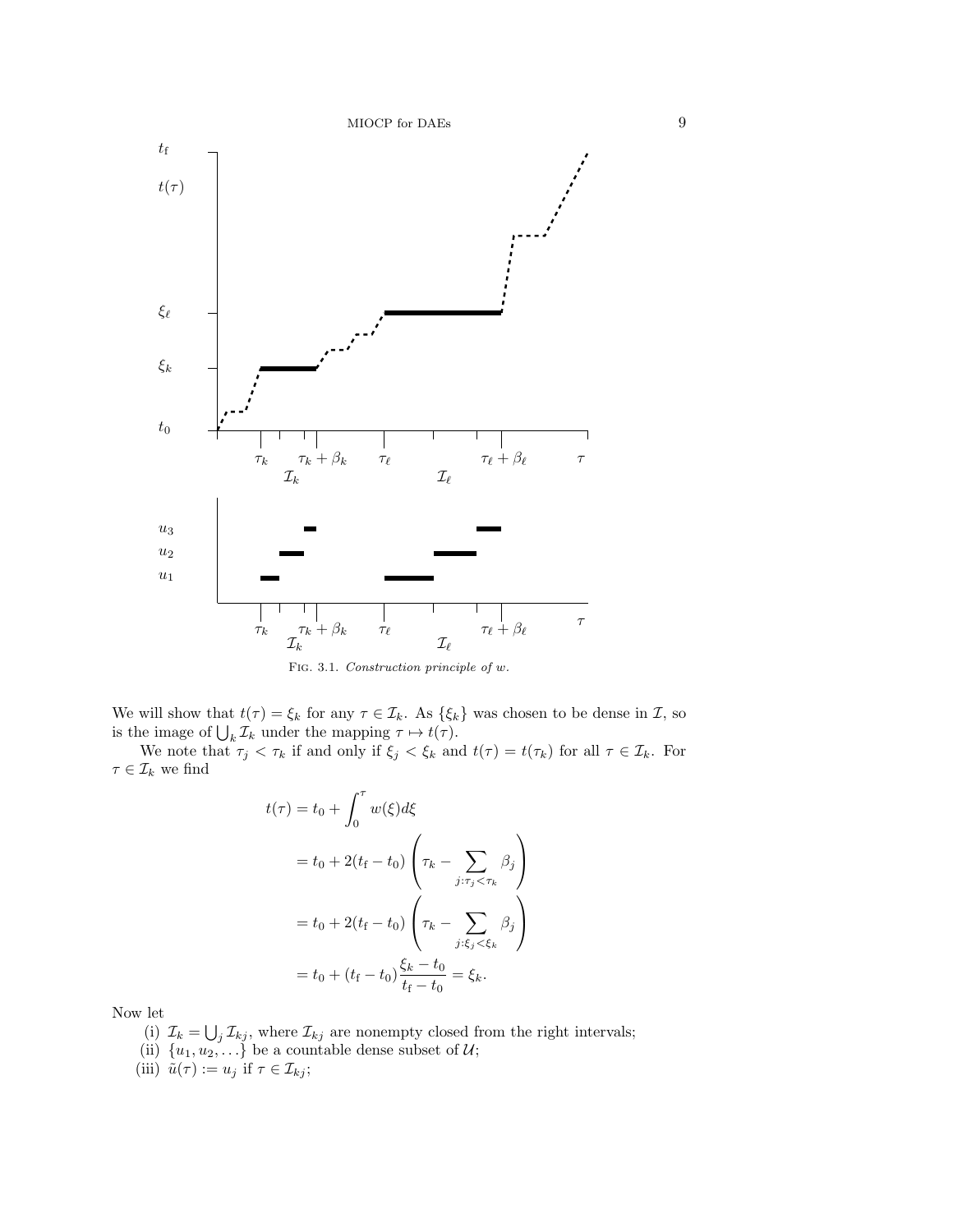Fig. 3.1. *Construction principle of $w$.*

We will show that $t(\tau) = \xi_k$ for any $\tau \in \mathcal{I}_k$. As $\{\xi_k\}$ was chosen to be dense in $\mathcal{I}$, so is the image of $\bigcup_k \mathcal{I}_k$ under the mapping $\tau \mapsto t(\tau)$.

We note that $\tau_j < \tau_k$ if and only if $\xi_j < \xi_k$ and $t(\tau) = t(\tau_k)$ for all $\tau \in \mathcal{I}_k$. For $\tau \in \mathcal{I}_k$ we find

$$
\begin{aligned}
t(\tau) &= t_0 + \int_0^\tau w(\xi) d\xi \\
&= t_0 + 2(t_\mathrm{f} - t_0) \left( \tau_k - \sum_{j:\tau_j < \tau_k} \beta_j \right) \\
&= t_0 + 2(t_\mathrm{f} - t_0) \left( \tau_k - \sum_{j:\xi_j < \xi_k} \beta_j \right) \\
&= t_0 + (t_\mathrm{f} - t_0) \frac{\xi_k - t_0}{t_\mathrm{f} - t_0} = \xi_k.
\end{aligned}
$$

Now let

(i) $\mathcal{I}_k = \bigcup_j \mathcal{I}_{kj}$, where $\mathcal{I}_{kj}$ are nonempty closed from the right intervals;
(ii) $\{u_1, u_2, \ldots\}$ be a countable dense subset of $\mathcal{U}$;
(iii) $\tilde{u}(\tau) := u_j$ if $\tau \in \mathcal{I}_{kj}$;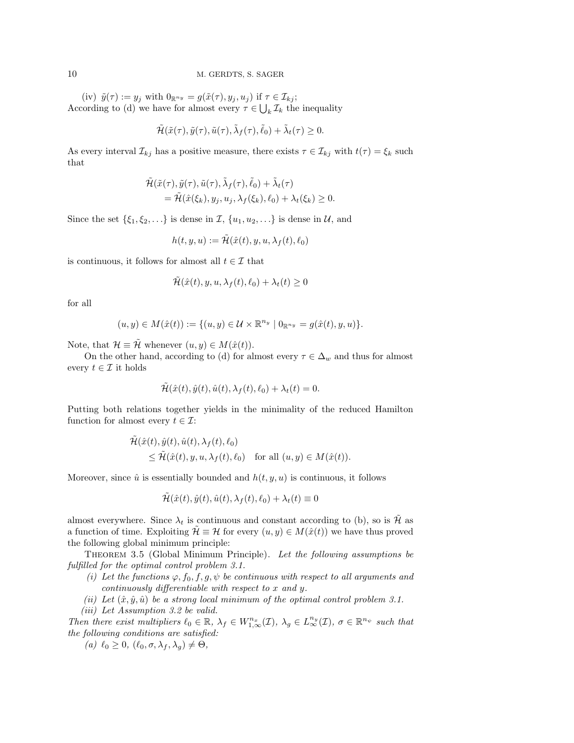(iv) $\tilde{y}(\tau) := y_j$ with $0_{\mathbb{R}^{n_y}} = g(\tilde{x}(\tau), y_j, u_j)$ if $\tau \in \mathcal{I}_{kj}$;
According to (d) we have for almost every $\tau \in \bigcup_k \mathcal{I}_k$ the inequality

$$\tilde{\mathcal{H}}(\tilde{x}(\tau), \tilde{y}(\tau), \tilde{u}(\tau), \tilde{\lambda}_f(\tau), \tilde{\ell}_0) + \tilde{\lambda}_t(\tau) \geq 0.$$

As every interval $\mathcal{I}_{kj}$ has a positive measure, there exists $\tau \in \mathcal{I}_{kj}$ with $t(\tau) = \xi_k$ such that

$$\begin{aligned}
&\tilde{\mathcal{H}}(\tilde{x}(\tau), \tilde{y}(\tau), \tilde{u}(\tau), \tilde{\lambda}_f(\tau), \tilde{\ell}_0) + \tilde{\lambda}_t(\tau) \\
&\quad = \tilde{\mathcal{H}}(\hat{x}(\xi_k), y_j, u_j, \lambda_f(\xi_k), \ell_0) + \lambda_t(\xi_k) \geq 0.
\end{aligned}$$

Since the set $\{\xi_1, \xi_2, \ldots\}$ is dense in $\mathcal{I}$, $\{u_1, u_2, \ldots\}$ is dense in $\mathcal{U}$, and

$$h(t, y, u) := \tilde{\mathcal{H}}(\hat{x}(t), y, u, \lambda_f(t), \ell_0)$$

is continuous, it follows for almost all $t \in \mathcal{I}$ that

$$\tilde{\mathcal{H}}(\hat{x}(t), y, u, \lambda_f(t), \ell_0) + \lambda_t(t) \geq 0$$

for all

$$(u, y) \in M(\hat{x}(t)) := \{(u, y) \in \mathcal{U} \times \mathbb{R}^{n_y} \mid 0_{\mathbb{R}^{n_y}} = g(\hat{x}(t), y, u)\}.$$

Note, that $\mathcal{H} \equiv \tilde{\mathcal{H}}$ whenever $(u, y) \in M(\hat{x}(t))$.

On the other hand, according to (d) for almost every $\tau \in \Delta_w$ and thus for almost every $t \in \mathcal{I}$ it holds

$$\tilde{\mathcal{H}}(\hat{x}(t), \hat{y}(t), \hat{u}(t), \lambda_f(t), \ell_0) + \lambda_t(t) = 0.$$

Putting both relations together yields in the minimality of the reduced Hamilton function for almost every $t \in \mathcal{I}$:

$$\begin{aligned}
&\tilde{\mathcal{H}}(\hat{x}(t), \hat{y}(t), \hat{u}(t), \lambda_f(t), \ell_0) \\
&\quad \leq \tilde{\mathcal{H}}(\hat{x}(t), y, u, \lambda_f(t), \ell_0) \quad \text{for all } (u, y) \in M(\hat{x}(t)).
\end{aligned}$$

Moreover, since $\hat{u}$ is essentially bounded and $h(t, y, u)$ is continuous, it follows

$$\tilde{\mathcal{H}}(\hat{x}(t), \hat{y}(t), \hat{u}(t), \lambda_f(t), \ell_0) + \lambda_t(t) \equiv 0$$

almost everywhere. Since $\lambda_t$ is continuous and constant according to (b), so is $\tilde{\mathcal{H}}$ as a function of time. Exploiting $\tilde{\mathcal{H}} \equiv \mathcal{H}$ for every $(u, y) \in M(\hat{x}(t))$ we have thus proved the following global minimum principle:

**Theorem 3.5** (Global Minimum Principle). *Let the following assumptions be fulfilled for the optimal control problem 3.1.*

*(i) Let the functions $\varphi, f_0, f, g, \psi$ be continuous with respect to all arguments and continuously differentiable with respect to $x$ and $y$.*

*(ii) Let $(\hat{x}, \hat{y}, \hat{u})$ be a strong local minimum of the optimal control problem 3.1.*

*(iii) Let Assumption 3.2 be valid.*

*Then there exist multipliers $\ell_0 \in \mathbb{R}$, $\lambda_f \in W_{1,\infty}^{n_x}(\mathcal{I})$, $\lambda_g \in L_{\infty}^{n_y}(\mathcal{I})$, $\sigma \in \mathbb{R}^{n_\psi}$ such that the following conditions are satisfied:*

*(a) $\ell_0 \geq 0$, $(\ell_0, \sigma, \lambda_f, \lambda_g) \neq \Theta$,*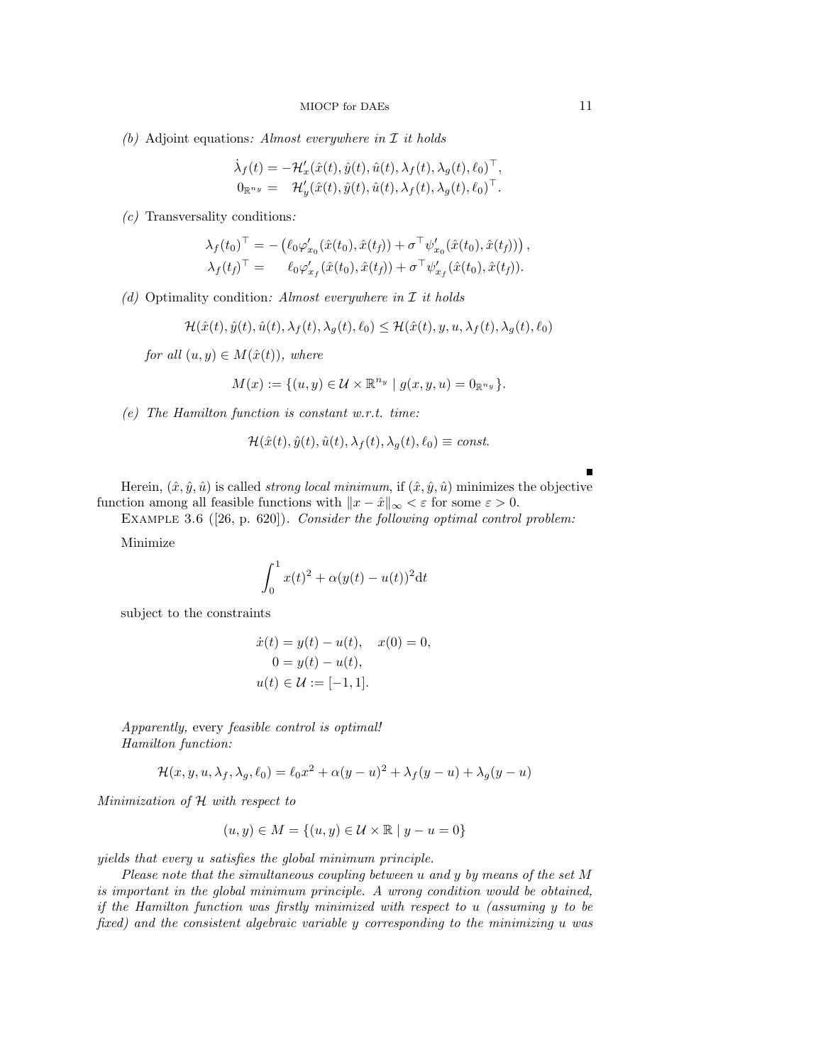*(b)* Adjoint equations*: Almost everywhere in $\mathcal{I}$ it holds*

$$
\begin{aligned}
\dot{\lambda}_f(t) &= -\mathcal{H}'_x(\hat{x}(t), \hat{y}(t), \hat{u}(t), \lambda_f(t), \lambda_g(t), \ell_0)^\top, \\
0_{\mathbb{R}^{n_y}} &= \mathcal{H}'_y(\hat{x}(t), \hat{y}(t), \hat{u}(t), \lambda_f(t), \lambda_g(t), \ell_0)^\top.
\end{aligned}
$$

*(c)* Transversality conditions*:*

$$
\begin{aligned}
\lambda_f(t_0)^\top &= -\left(\ell_0 \varphi'_{x_0}(\hat{x}(t_0), \hat{x}(t_f)) + \sigma^\top \psi'_{x_0}(\hat{x}(t_0), \hat{x}(t_f))\right), \\
\lambda_f(t_f)^\top &= \quad \ell_0 \varphi'_{x_f}(\hat{x}(t_0), \hat{x}(t_f)) + \sigma^\top \psi'_{x_f}(\hat{x}(t_0), \hat{x}(t_f)).
\end{aligned}
$$

*(d)* Optimality condition*: Almost everywhere in $\mathcal{I}$ it holds*

$$
\mathcal{H}(\hat{x}(t), \hat{y}(t), \hat{u}(t), \lambda_f(t), \lambda_g(t), \ell_0) \le \mathcal{H}(\hat{x}(t), y, u, \lambda_f(t), \lambda_g(t), \ell_0)
$$

*for all $(u, y) \in M(\hat{x}(t))$, where*

$$
M(x) := \{(u, y) \in \mathcal{U} \times \mathbb{R}^{n_y} \mid g(x, y, u) = 0_{\mathbb{R}^{n_y}}\}.
$$

*(e) The Hamilton function is constant w.r.t. time:*

$$
\mathcal{H}(\hat{x}(t), \hat{y}(t), \hat{u}(t), \lambda_f(t), \lambda_g(t), \ell_0) \equiv const.
$$

■

Herein, $(\hat{x}, \hat{y}, \hat{u})$ is called *strong local minimum*, if $(\hat{x}, \hat{y}, \hat{u})$ minimizes the objective function among all feasible functions with $\|x - \hat{x}\|_\infty < \varepsilon$ for some $\varepsilon > 0$.

Example 3.6 ([26, p. 620]). *Consider the following optimal control problem:*

Minimize

$$
\int_0^1 x(t)^2 + \alpha(y(t) - u(t))^2 \mathrm{d}t
$$

subject to the constraints

$$
\begin{aligned}
\dot{x}(t) &= y(t) - u(t), \quad x(0) = 0, \\
0 &= y(t) - u(t), \\
u(t) &\in \mathcal{U} := [-1, 1].
\end{aligned}
$$

*Apparently,* every *feasible control is optimal!*

*Hamilton function:*

$$
\mathcal{H}(x, y, u, \lambda_f, \lambda_g, \ell_0) = \ell_0 x^2 + \alpha(y - u)^2 + \lambda_f(y - u) + \lambda_g(y - u)
$$

*Minimization of $\mathcal{H}$ with respect to*

$$
(u, y) \in M = \{(u, y) \in \mathcal{U} \times \mathbb{R} \mid y - u = 0\}
$$

*yields that every $u$ satisfies the global minimum principle.*

*Please note that the simultaneous coupling between $u$ and $y$ by means of the set $M$ is important in the global minimum principle. A wrong condition would be obtained, if the Hamilton function was firstly minimized with respect to $u$ (assuming $y$ to be fixed) and the consistent algebraic variable $y$ corresponding to the minimizing $u$ was*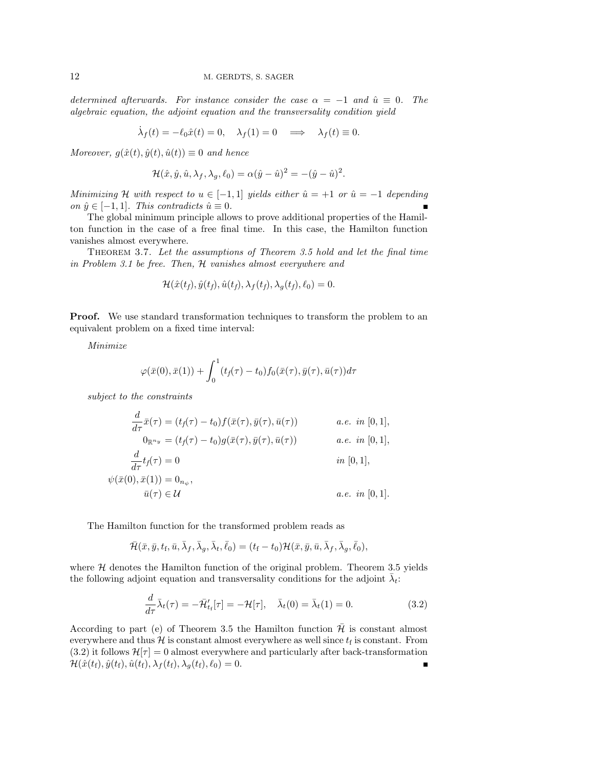*determined afterwards. For instance consider the case $\alpha = -1$ and $\hat{u} \equiv 0$. The algebraic equation, the adjoint equation and the transversality condition yield*

$$\dot{\lambda}_f(t) = -\ell_0 \hat{x}(t) = 0, \quad \lambda_f(1) = 0 \quad \Longrightarrow \quad \lambda_f(t) \equiv 0.$$

*Moreover, $g(\hat{x}(t), \hat{y}(t), \hat{u}(t)) \equiv 0$ and hence*

$$\mathcal{H}(\hat{x}, \hat{y}, \hat{u}, \lambda_f, \lambda_g, \ell_0) = \alpha(\hat{y} - \hat{u})^2 = -(\hat{y} - \hat{u})^2.$$

*Minimizing $\mathcal{H}$ with respect to $u \in [-1, 1]$ yields either $\hat{u} = +1$ or $\hat{u} = -1$ depending on $\hat{y} \in [-1, 1]$. This contradicts $\hat{u} \equiv 0$.* ∎

The global minimum principle allows to prove additional properties of the Hamilton function in the case of a free final time. In this case, the Hamilton function vanishes almost everywhere.

Theorem 3.7. *Let the assumptions of Theorem 3.5 hold and let the final time in Problem 3.1 be free. Then, $\mathcal{H}$ vanishes almost everywhere and*

$$\mathcal{H}(\hat{x}(t_f), \hat{y}(t_f), \hat{u}(t_f), \lambda_f(t_f), \lambda_g(t_f), \ell_0) = 0.$$

**Proof.** We use standard transformation techniques to transform the problem to an equivalent problem on a fixed time interval:

*Minimize*

$$\varphi(\bar{x}(0), \bar{x}(1)) + \int_0^1 (t_f(\tau) - t_0) f_0(\bar{x}(\tau), \bar{y}(\tau), \bar{u}(\tau)) d\tau$$

*subject to the constraints*

$$\begin{aligned}
\frac{d}{d\tau}\bar{x}(\tau) &= (t_f(\tau) - t_0) f(\bar{x}(\tau), \bar{y}(\tau), \bar{u}(\tau)) && \text{a.e. in } [0,1], \\
0_{\mathbb{R}^{n_y}} &= (t_f(\tau) - t_0) g(\bar{x}(\tau), \bar{y}(\tau), \bar{u}(\tau)) && \text{a.e. in } [0,1], \\
\frac{d}{d\tau} t_f(\tau) &= 0 && \text{in } [0,1], \\
\psi(\bar{x}(0), \bar{x}(1)) &= 0_{n_\psi}, \\
\bar{u}(\tau) &\in \mathcal{U} && \text{a.e. in } [0,1].
\end{aligned}$$

The Hamilton function for the transformed problem reads as

$$\bar{\mathcal{H}}(\bar{x}, \bar{y}, t_f, \bar{u}, \bar{\lambda}_f, \bar{\lambda}_g, \bar{\lambda}_t, \bar{\ell}_0) = (t_f - t_0)\mathcal{H}(\bar{x}, \bar{y}, \bar{u}, \bar{\lambda}_f, \bar{\lambda}_g, \bar{\ell}_0),$$

where $\mathcal{H}$ denotes the Hamilton function of the original problem. Theorem 3.5 yields the following adjoint equation and transversality conditions for the adjoint $\bar{\lambda}_t$:

$$\frac{d}{d\tau}\bar{\lambda}_t(\tau) = -\bar{\mathcal{H}}'_{t_f}[\tau] = -\mathcal{H}[\tau], \quad \bar{\lambda}_t(0) = \bar{\lambda}_t(1) = 0. \tag{3.2}$$

According to part (e) of Theorem 3.5 the Hamilton function $\bar{\mathcal{H}}$ is constant almost everywhere and thus $\mathcal{H}$ is constant almost everywhere as well since $t_f$ is constant. From (3.2) it follows $\mathcal{H}[\tau] = 0$ almost everywhere and particularly after back-transformation $\mathcal{H}(\hat{x}(t_f), \hat{y}(t_f), \hat{u}(t_f), \lambda_f(t_f), \lambda_g(t_f), \ell_0) = 0$. ∎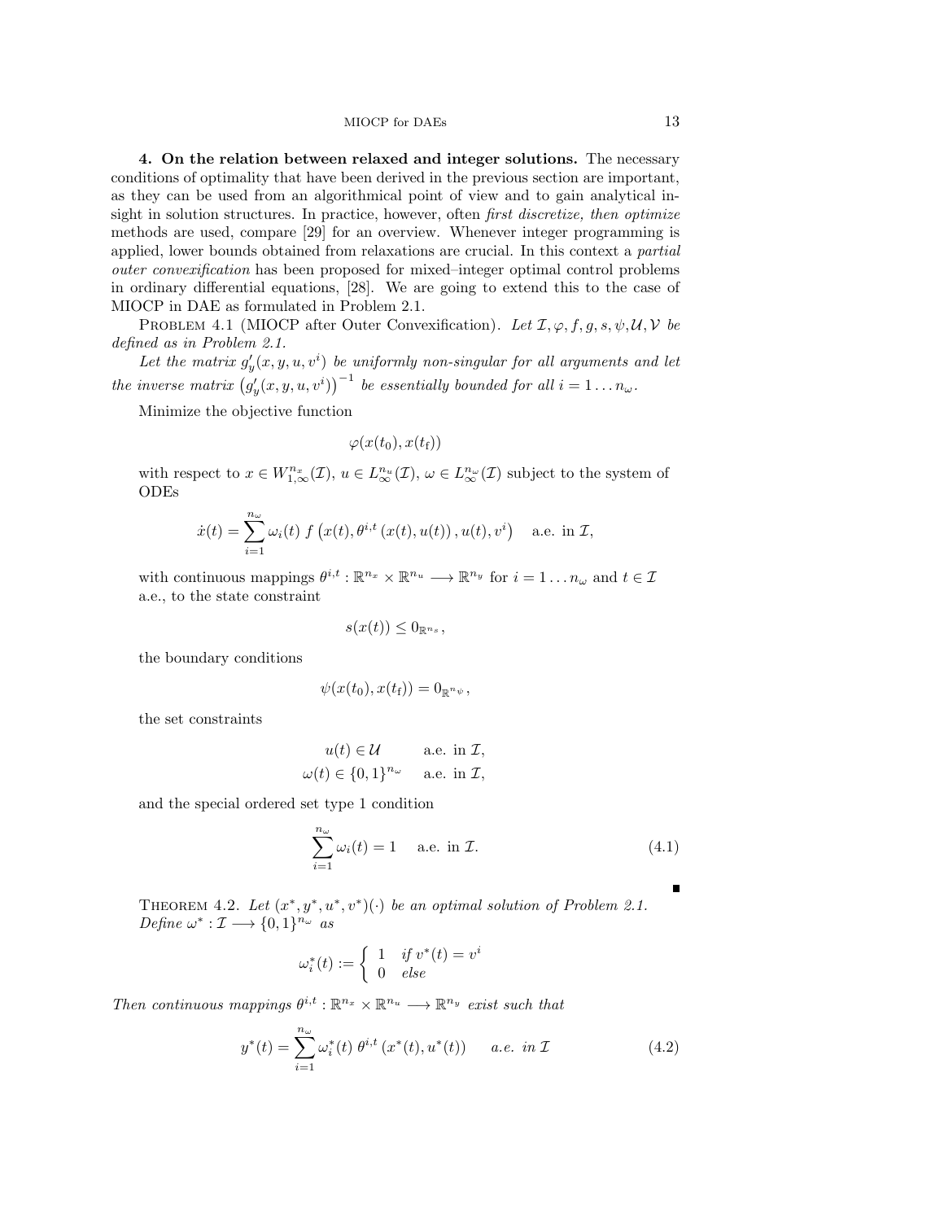**4. On the relation between relaxed and integer solutions.** The necessary conditions of optimality that have been derived in the previous section are important, as they can be used from an algorithmical point of view and to gain analytical insight in solution structures. In practice, however, often *first discretize, then optimize* methods are used, compare [29] for an overview. Whenever integer programming is applied, lower bounds obtained from relaxations are crucial. In this context a *partial outer convexification* has been proposed for mixed–integer optimal control problems in ordinary differential equations, [28]. We are going to extend this to the case of MIOCP in DAE as formulated in Problem 2.1.

PROBLEM 4.1 (MIOCP after Outer Convexification). *Let $\mathcal{I}, \varphi, f, g, s, \psi, \mathcal{U}, \mathcal{V}$ be defined as in Problem 2.1.*

*Let the matrix $g'_y(x, y, u, v^i)$ be uniformly non-singular for all arguments and let the inverse matrix $\left(g'_y(x, y, u, v^i)\right)^{-1}$ be essentially bounded for all $i = 1 \ldots n_\omega$.*

Minimize the objective function

$$\varphi(x(t_0), x(t_\mathrm{f}))$$

with respect to $x \in W^{n_x}_{1,\infty}(\mathcal{I})$, $u \in L^{n_u}_\infty(\mathcal{I})$, $\omega \in L^{n_\omega}_\infty(\mathcal{I})$ subject to the system of ODEs

$$\dot{x}(t) = \sum_{i=1}^{n_\omega} \omega_i(t)\; f\left(x(t), \theta^{i,t}\left(x(t), u(t)\right), u(t), v^i\right) \quad \text{a.e. in } \mathcal{I},$$

with continuous mappings $\theta^{i,t} : \mathbb{R}^{n_x} \times \mathbb{R}^{n_u} \longrightarrow \mathbb{R}^{n_y}$ for $i = 1 \ldots n_\omega$ and $t \in \mathcal{I}$ a.e., to the state constraint

$$s(x(t)) \leq 0_{\mathbb{R}^{n_s}},$$

the boundary conditions

$$\psi(x(t_0), x(t_\mathrm{f})) = 0_{\mathbb{R}^{n_\psi}},$$

the set constraints

$$\begin{aligned} u(t) &\in \mathcal{U} && \text{a.e. in } \mathcal{I}, \\ \omega(t) &\in \{0,1\}^{n_\omega} && \text{a.e. in } \mathcal{I}, \end{aligned}$$

and the special ordered set type 1 condition

$$\sum_{i=1}^{n_\omega} \omega_i(t) = 1 \quad \text{a.e. in } \mathcal{I}. \tag{4.1}$$

■

THEOREM 4.2. *Let $(x^*, y^*, u^*, v^*)(\cdot)$ be an optimal solution of Problem 2.1. Define $\omega^* : \mathcal{I} \longrightarrow \{0,1\}^{n_\omega}$ as*

$$\omega_i^*(t) := \begin{cases} 1 & \text{if } v^*(t) = v^i \\ 0 & \text{else} \end{cases}$$

*Then continuous mappings $\theta^{i,t} : \mathbb{R}^{n_x} \times \mathbb{R}^{n_u} \longrightarrow \mathbb{R}^{n_y}$ exist such that*

$$y^*(t) = \sum_{i=1}^{n_\omega} \omega_i^*(t)\; \theta^{i,t}\left(x^*(t), u^*(t)\right) \qquad \text{a.e. in } \mathcal{I} \tag{4.2}$$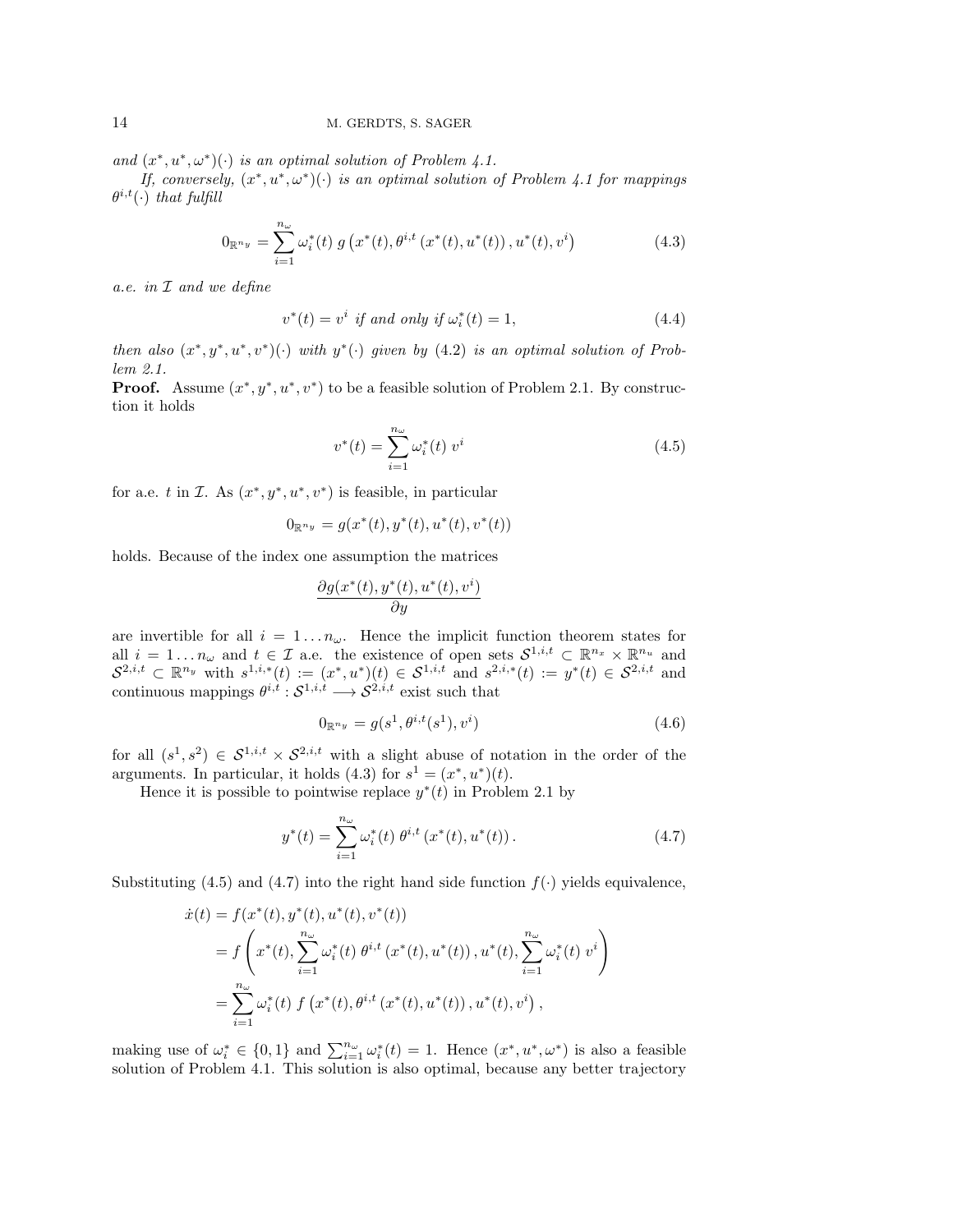*and $(x^*, u^*, \omega^*)(\cdot)$ is an optimal solution of Problem 4.1.*

*If, conversely, $(x^*, u^*, \omega^*)(\cdot)$ is an optimal solution of Problem 4.1 for mappings $\theta^{i,t}(\cdot)$ that fulfill*

$$0_{\mathbb{R}^{n_y}} = \sum_{i=1}^{n_\omega} \omega_i^*(t)\; g\left(x^*(t), \theta^{i,t}\left(x^*(t), u^*(t)\right), u^*(t), v^i\right) \tag{4.3}$$

*a.e. in $\mathcal{I}$ and we define*

$$v^*(t) = v^i \text{ if and only if } \omega_i^*(t) = 1, \tag{4.4}$$

*then also $(x^*, y^*, u^*, v^*)(\cdot)$ with $y^*(\cdot)$ given by (4.2) is an optimal solution of Problem 2.1.*

**Proof.** Assume $(x^*, y^*, u^*, v^*)$ to be a feasible solution of Problem 2.1. By construction it holds

$$v^*(t) = \sum_{i=1}^{n_\omega} \omega_i^*(t)\; v^i \tag{4.5}$$

for a.e. $t$ in $\mathcal{I}$. As $(x^*, y^*, u^*, v^*)$ is feasible, in particular

$$0_{\mathbb{R}^{n_y}} = g(x^*(t), y^*(t), u^*(t), v^*(t))$$

holds. Because of the index one assumption the matrices

$$\frac{\partial g(x^*(t), y^*(t), u^*(t), v^i)}{\partial y}$$

are invertible for all $i = 1 \dots n_\omega$. Hence the implicit function theorem states for all $i = 1 \dots n_\omega$ and $t \in \mathcal{I}$ a.e. the existence of open sets $\mathcal{S}^{1,i,t} \subset \mathbb{R}^{n_x} \times \mathbb{R}^{n_u}$ and $\mathcal{S}^{2,i,t} \subset \mathbb{R}^{n_y}$ with $s^{1,i,*}(t) := (x^*, u^*)(t) \in \mathcal{S}^{1,i,t}$ and $s^{2,i,*}(t) := y^*(t) \in \mathcal{S}^{2,i,t}$ and continuous mappings $\theta^{i,t} : \mathcal{S}^{1,i,t} \longrightarrow \mathcal{S}^{2,i,t}$ exist such that

$$0_{\mathbb{R}^{n_y}} = g(s^1, \theta^{i,t}(s^1), v^i) \tag{4.6}$$

for all $(s^1, s^2) \in \mathcal{S}^{1,i,t} \times \mathcal{S}^{2,i,t}$ with a slight abuse of notation in the order of the arguments. In particular, it holds (4.3) for $s^1 = (x^*, u^*)(t)$.

Hence it is possible to pointwise replace $y^*(t)$ in Problem 2.1 by

$$y^*(t) = \sum_{i=1}^{n_\omega} \omega_i^*(t)\; \theta^{i,t}\left(x^*(t), u^*(t)\right). \tag{4.7}$$

Substituting (4.5) and (4.7) into the right hand side function $f(\cdot)$ yields equivalence,

$$\begin{aligned}
\dot{x}(t) &= f(x^*(t), y^*(t), u^*(t), v^*(t)) \\
&= f\left(x^*(t), \sum_{i=1}^{n_\omega} \omega_i^*(t)\; \theta^{i,t}\left(x^*(t), u^*(t)\right), u^*(t), \sum_{i=1}^{n_\omega} \omega_i^*(t)\; v^i\right) \\
&= \sum_{i=1}^{n_\omega} \omega_i^*(t)\; f\left(x^*(t), \theta^{i,t}\left(x^*(t), u^*(t)\right), u^*(t), v^i\right),
\end{aligned}$$

making use of $\omega_i^* \in \{0, 1\}$ and $\sum_{i=1}^{n_\omega} \omega_i^*(t) = 1$. Hence $(x^*, u^*, \omega^*)$ is also a feasible solution of Problem 4.1. This solution is also optimal, because any better trajectory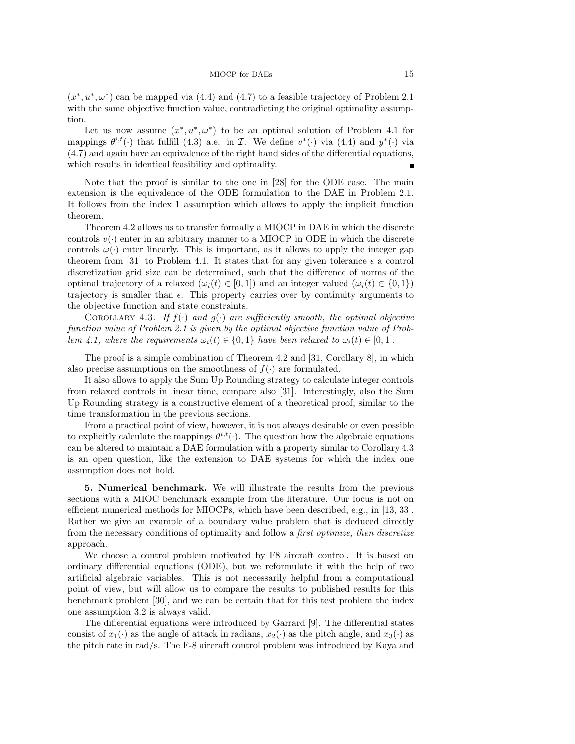$(x^*, u^*, \omega^*)$ can be mapped via (4.4) and (4.7) to a feasible trajectory of Problem 2.1 with the same objective function value, contradicting the original optimality assumption.

Let us now assume $(x^*, u^*, \omega^*)$ to be an optimal solution of Problem 4.1 for mappings $\theta^{i,t}(\cdot)$ that fulfill (4.3) a.e. in $\mathcal{I}$. We define $v^*(\cdot)$ via (4.4) and $y^*(\cdot)$ via (4.7) and again have an equivalence of the right hand sides of the differential equations, which results in identical feasibility and optimality. ∎

Note that the proof is similar to the one in [28] for the ODE case. The main extension is the equivalence of the ODE formulation to the DAE in Problem 2.1. It follows from the index 1 assumption which allows to apply the implicit function theorem.

Theorem 4.2 allows us to transfer formally a MIOCP in DAE in which the discrete controls $v(\cdot)$ enter in an arbitrary manner to a MIOCP in ODE in which the discrete controls $\omega(\cdot)$ enter linearly. This is important, as it allows to apply the integer gap theorem from [31] to Problem 4.1. It states that for any given tolerance $\epsilon$ a control discretization grid size can be determined, such that the difference of norms of the optimal trajectory of a relaxed ($\omega_i(t) \in [0, 1]$) and an integer valued ($\omega_i(t) \in \{0, 1\}$) trajectory is smaller than $\epsilon$. This property carries over by continuity arguments to the objective function and state constraints.

Corollary 4.3. *If $f(\cdot)$ and $g(\cdot)$ are sufficiently smooth, the optimal objective function value of Problem 2.1 is given by the optimal objective function value of Problem 4.1, where the requirements $\omega_i(t) \in \{0, 1\}$ have been relaxed to $\omega_i(t) \in [0, 1]$.*

The proof is a simple combination of Theorem 4.2 and [31, Corollary 8], in which also precise assumptions on the smoothness of $f(\cdot)$ are formulated.

It also allows to apply the Sum Up Rounding strategy to calculate integer controls from relaxed controls in linear time, compare also [31]. Interestingly, also the Sum Up Rounding strategy is a constructive element of a theoretical proof, similar to the time transformation in the previous sections.

From a practical point of view, however, it is not always desirable or even possible to explicitly calculate the mappings $\theta^{i,t}(\cdot)$. The question how the algebraic equations can be altered to maintain a DAE formulation with a property similar to Corollary 4.3 is an open question, like the extension to DAE systems for which the index one assumption does not hold.

## 5. Numerical benchmark.

We will illustrate the results from the previous sections with a MIOC benchmark example from the literature. Our focus is not on efficient numerical methods for MIOCPs, which have been described, e.g., in [13, 33]. Rather we give an example of a boundary value problem that is deduced directly from the necessary conditions of optimality and follow a *first optimize, then discretize* approach.

We choose a control problem motivated by F8 aircraft control. It is based on ordinary differential equations (ODE), but we reformulate it with the help of two artificial algebraic variables. This is not necessarily helpful from a computational point of view, but will allow us to compare the results to published results for this benchmark problem [30], and we can be certain that for this test problem the index one assumption 3.2 is always valid.

The differential equations were introduced by Garrard [9]. The differential states consist of $x_1(\cdot)$ as the angle of attack in radians, $x_2(\cdot)$ as the pitch angle, and $x_3(\cdot)$ as the pitch rate in rad/s. The F-8 aircraft control problem was introduced by Kaya and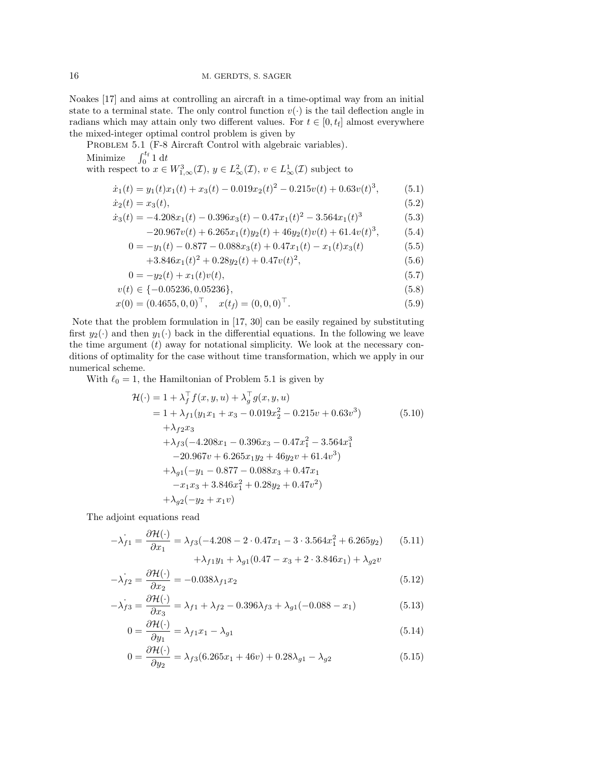Noakes [17] and aims at controlling an aircraft in a time-optimal way from an initial state to a terminal state. The only control function $v(\cdot)$ is the tail deflection angle in radians which may attain only two different values. For $t \in [0, t_{\mathrm{f}}]$ almost everywhere the mixed-integer optimal control problem is given by

Problem 5.1 (F-8 Aircraft Control with algebraic variables).

Minimize $\int_0^{t_{\mathrm{f}}} 1 \, \mathrm{d}t$

with respect to $x \in W^3_{1,\infty}(\mathcal{I})$, $y \in L^2_\infty(\mathcal{I})$, $v \in L^1_\infty(\mathcal{I})$ subject to

$$
\begin{aligned}
\dot{x}_1(t) &= y_1(t)x_1(t) + x_3(t) - 0.019x_2(t)^2 - 0.215v(t) + 0.63v(t)^3, && (5.1)\\
\dot{x}_2(t) &= x_3(t), && (5.2)\\
\dot{x}_3(t) &= -4.208x_1(t) - 0.396x_3(t) - 0.47x_1(t)^2 - 3.564x_1(t)^3 && (5.3)\\
&\quad -20.967v(t) + 6.265x_1(t)y_2(t) + 46y_2(t)v(t) + 61.4v(t)^3, && (5.4)\\
0 &= -y_1(t) - 0.877 - 0.088x_3(t) + 0.47x_1(t) - x_1(t)x_3(t) && (5.5)\\
&\quad +3.846x_1(t)^2 + 0.28y_2(t) + 0.47v(t)^2, && (5.6)\\
0 &= -y_2(t) + x_1(t)v(t), && (5.7)\\
v(t) &\in \{-0.05236, 0.05236\}, && (5.8)\\
x(0) &= (0.4655, 0, 0)^\top, \quad x(t_f) = (0, 0, 0)^\top. && (5.9)
\end{aligned}
$$

Note that the problem formulation in [17, 30] can be easily regained by substituting first $y_2(\cdot)$ and then $y_1(\cdot)$ back in the differential equations. In the following we leave the time argument $(t)$ away for notational simplicity. We look at the necessary conditions of optimality for the case without time transformation, which we apply in our numerical scheme.

With $\ell_0 = 1$, the Hamiltonian of Problem 5.1 is given by

$$
\begin{aligned}
\mathcal{H}(\cdot) &= 1 + \lambda_f^\top f(x, y, u) + \lambda_g^\top g(x, y, u)\\
&= 1 + \lambda_{f1}(y_1 x_1 + x_3 - 0.019x_2^2 - 0.215v + 0.63v^3) \qquad (5.10)\\
&\quad +\lambda_{f2}x_3\\
&\quad +\lambda_{f3}(-4.208x_1 - 0.396x_3 - 0.47x_1^2 - 3.564x_1^3\\
&\qquad -20.967v + 6.265x_1 y_2 + 46y_2 v + 61.4v^3)\\
&\quad +\lambda_{g1}(-y_1 - 0.877 - 0.088x_3 + 0.47x_1\\
&\qquad -x_1 x_3 + 3.846x_1^2 + 0.28y_2 + 0.47v^2)\\
&\quad +\lambda_{g2}(-y_2 + x_1 v)
\end{aligned}
$$

The adjoint equations read

$$
\begin{aligned}
-\dot{\lambda}_{f1} &= \frac{\partial \mathcal{H}(\cdot)}{\partial x_1} = \lambda_{f3}(-4.208 - 2\cdot 0.47x_1 - 3\cdot 3.564x_1^2 + 6.265y_2) && (5.11)\\
&\qquad +\lambda_{f1}y_1 + \lambda_{g1}(0.47 - x_3 + 2\cdot 3.846x_1) + \lambda_{g2}v\\
-\dot{\lambda}_{f2} &= \frac{\partial \mathcal{H}(\cdot)}{\partial x_2} = -0.038\lambda_{f1}x_2 && (5.12)\\
-\dot{\lambda}_{f3} &= \frac{\partial \mathcal{H}(\cdot)}{\partial x_3} = \lambda_{f1} + \lambda_{f2} - 0.396\lambda_{f3} + \lambda_{g1}(-0.088 - x_1) && (5.13)\\
0 &= \frac{\partial \mathcal{H}(\cdot)}{\partial y_1} = \lambda_{f1}x_1 - \lambda_{g1} && (5.14)\\
0 &= \frac{\partial \mathcal{H}(\cdot)}{\partial y_2} = \lambda_{f3}(6.265x_1 + 46v) + 0.28\lambda_{g1} - \lambda_{g2} && (5.15)
\end{aligned}
$$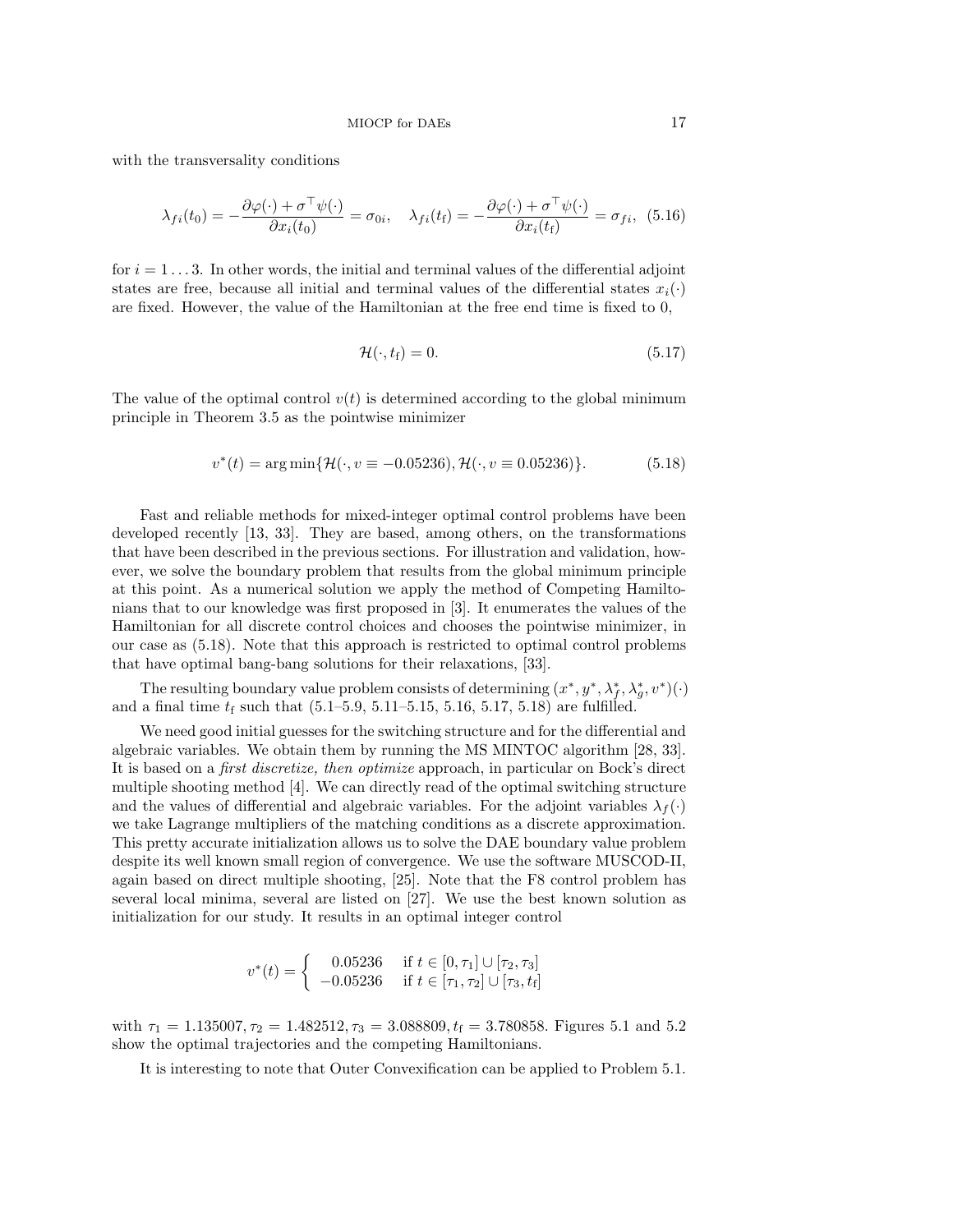with the transversality conditions

$$\lambda_{fi}(t_0) = -\frac{\partial \varphi(\cdot) + \sigma^\top \psi(\cdot)}{\partial x_i(t_0)} = \sigma_{0i}, \quad \lambda_{fi}(t_\mathrm{f}) = -\frac{\partial \varphi(\cdot) + \sigma^\top \psi(\cdot)}{\partial x_i(t_\mathrm{f})} = \sigma_{fi}, \quad (5.16)$$

for $i = 1 \dots 3$. In other words, the initial and terminal values of the differential adjoint states are free, because all initial and terminal values of the differential states $x_i(\cdot)$ are fixed. However, the value of the Hamiltonian at the free end time is fixed to 0,

$$\mathcal{H}(\cdot, t_\mathrm{f}) = 0. \quad (5.17)$$

The value of the optimal control $v(t)$ is determined according to the global minimum principle in Theorem 3.5 as the pointwise minimizer

$$v^*(t) = \arg\min\{\mathcal{H}(\cdot, v \equiv -0.05236), \mathcal{H}(\cdot, v \equiv 0.05236)\}. \quad (5.18)$$

Fast and reliable methods for mixed-integer optimal control problems have been developed recently [13, 33]. They are based, among others, on the transformations that have been described in the previous sections. For illustration and validation, however, we solve the boundary problem that results from the global minimum principle at this point. As a numerical solution we apply the method of Competing Hamiltonians that to our knowledge was first proposed in [3]. It enumerates the values of the Hamiltonian for all discrete control choices and chooses the pointwise minimizer, in our case as (5.18). Note that this approach is restricted to optimal control problems that have optimal bang-bang solutions for their relaxations, [33].

The resulting boundary value problem consists of determining $(x^*, y^*, \lambda_f^*, \lambda_g^*, v^*)(\cdot)$ and a final time $t_\mathrm{f}$ such that (5.1–5.9, 5.11–5.15, 5.16, 5.17, 5.18) are fulfilled.

We need good initial guesses for the switching structure and for the differential and algebraic variables. We obtain them by running the MS MINTOC algorithm [28, 33]. It is based on a *first discretize, then optimize* approach, in particular on Bock's direct multiple shooting method [4]. We can directly read of the optimal switching structure and the values of differential and algebraic variables. For the adjoint variables $\lambda_f(\cdot)$ we take Lagrange multipliers of the matching conditions as a discrete approximation. This pretty accurate initialization allows us to solve the DAE boundary value problem despite its well known small region of convergence. We use the software MUSCOD-II, again based on direct multiple shooting, [25]. Note that the F8 control problem has several local minima, several are listed on [27]. We use the best known solution as initialization for our study. It results in an optimal integer control

$$v^*(t) = \begin{cases} 0.05236 & \text{if } t \in [0, \tau_1] \cup [\tau_2, \tau_3] \\ -0.05236 & \text{if } t \in [\tau_1, \tau_2] \cup [\tau_3, t_\mathrm{f}] \end{cases}$$

with $\tau_1 = 1.135007, \tau_2 = 1.482512, \tau_3 = 3.088809, t_\mathrm{f} = 3.780858$. Figures 5.1 and 5.2 show the optimal trajectories and the competing Hamiltonians.

It is interesting to note that Outer Convexification can be applied to Problem 5.1.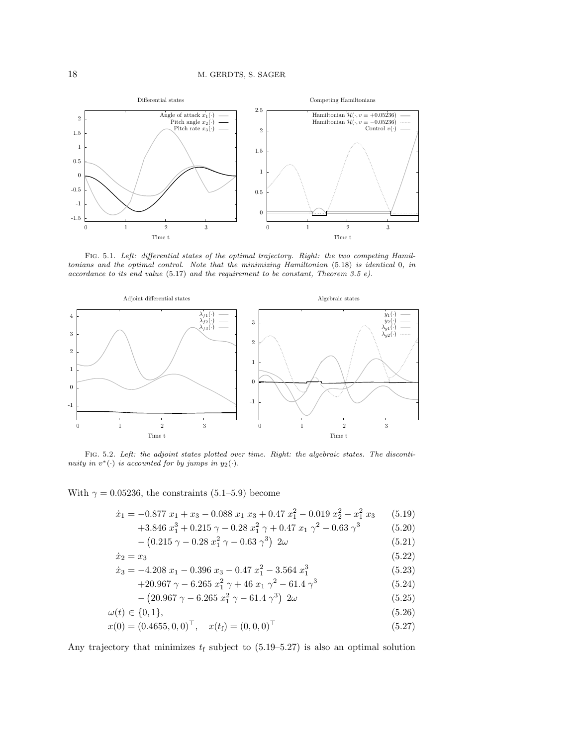Fig. 5.1. *Left: differential states of the optimal trajectory. Right: the two competing Hamiltonians and the optimal control. Note that the minimizing Hamiltonian (5.18) is identical 0, in accordance to its end value (5.17) and the requirement to be constant, Theorem 3.5 e).*

Fig. 5.2. *Left: the adjoint states plotted over time. Right: the algebraic states. The discontinuity in $v^*(\cdot)$ is accounted for by jumps in $y_2(\cdot)$.*

With $\gamma = 0.05236$, the constraints (5.1–5.9) become

$$
\begin{aligned}
\dot{x}_1 &= -0.877\; x_1 + x_3 - 0.088\; x_1\; x_3 + 0.47\; x_1^2 - 0.019\; x_2^2 - x_1^2\; x_3 && (5.19)\\
&\quad +3.846\; x_1^3 + 0.215\; \gamma - 0.28\; x_1^2\; \gamma + 0.47\; x_1\; \gamma^2 - 0.63\; \gamma^3 && (5.20)\\
&\quad -\left(0.215\; \gamma - 0.28\; x_1^2\; \gamma - 0.63\; \gamma^3\right)\; 2\omega && (5.21)\\
\dot{x}_2 &= x_3 && (5.22)\\
\dot{x}_3 &= -4.208\; x_1 - 0.396\; x_3 - 0.47\; x_1^2 - 3.564\; x_1^3 && (5.23)\\
&\quad +20.967\; \gamma - 6.265\; x_1^2\; \gamma + 46\; x_1\; \gamma^2 - 61.4\; \gamma^3 && (5.24)\\
&\quad -\left(20.967\; \gamma - 6.265\; x_1^2\; \gamma - 61.4\; \gamma^3\right)\; 2\omega && (5.25)\\
\omega(t) &\in \{0, 1\}, && (5.26)\\
x(0) &= (0.4655, 0, 0)^\top, \quad x(t_\mathrm{f}) = (0, 0, 0)^\top && (5.27)
\end{aligned}
$$

Any trajectory that minimizes $t_\mathrm{f}$ subject to (5.19–5.27) is also an optimal solution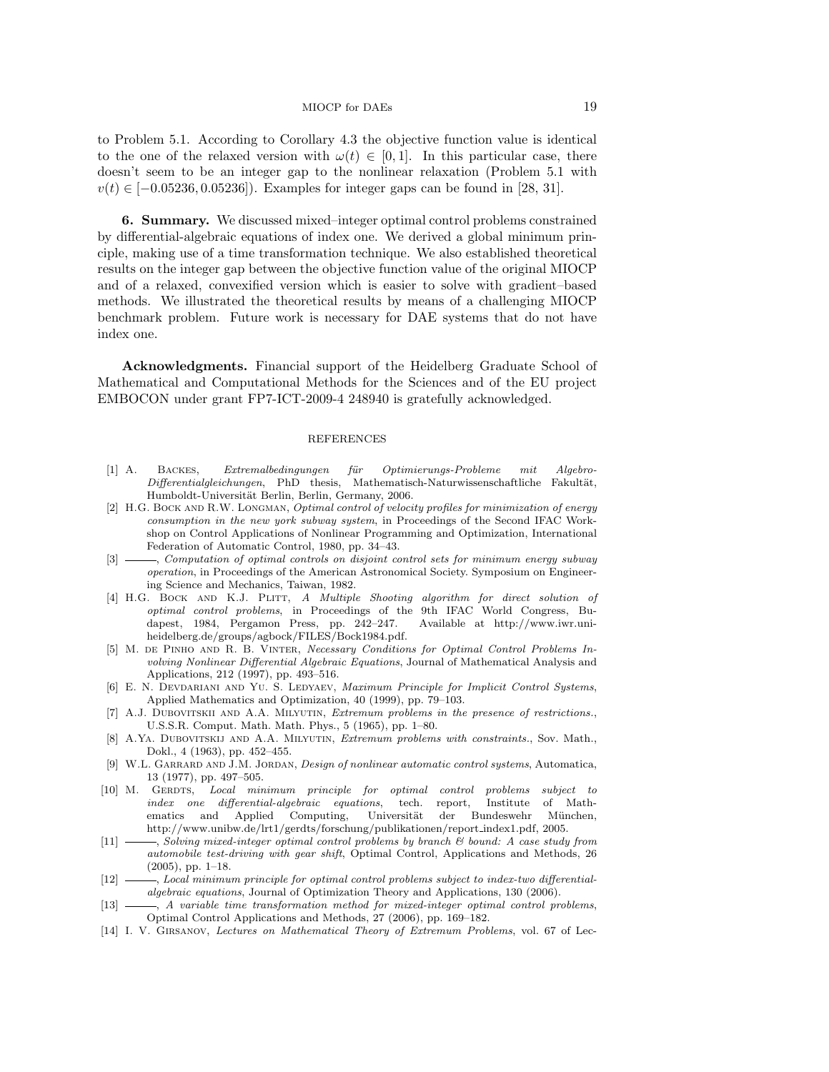to Problem 5.1. According to Corollary 4.3 the objective function value is identical to the one of the relaxed version with $\omega(t) \in [0, 1]$. In this particular case, there doesn't seem to be an integer gap to the nonlinear relaxation (Problem 5.1 with $v(t) \in [-0.05236, 0.05236]$). Examples for integer gaps can be found in [28, 31].

**6. Summary.** We discussed mixed–integer optimal control problems constrained by differential-algebraic equations of index one. We derived a global minimum principle, making use of a time transformation technique. We also established theoretical results on the integer gap between the objective function value of the original MIOCP and of a relaxed, convexified version which is easier to solve with gradient–based methods. We illustrated the theoretical results by means of a challenging MIOCP benchmark problem. Future work is necessary for DAE systems that do not have index one.

**Acknowledgments.** Financial support of the Heidelberg Graduate School of Mathematical and Computational Methods for the Sciences and of the EU project EMBOCON under grant FP7-ICT-2009-4 248940 is gratefully acknowledged.

## REFERENCES

- [1] A. Backes, *Extremalbedingungen für Optimierungs-Probleme mit Algebro-Differentialgleichungen*, PhD thesis, Mathematisch-Naturwissenschaftliche Fakultät, Humboldt-Universität Berlin, Berlin, Germany, 2006.
- [2] H.G. Bock and R.W. Longman, *Optimal control of velocity profiles for minimization of energy consumption in the new york subway system*, in Proceedings of the Second IFAC Workshop on Control Applications of Nonlinear Programming and Optimization, International Federation of Automatic Control, 1980, pp. 34–43.
- [3] ———, *Computation of optimal controls on disjoint control sets for minimum energy subway operation*, in Proceedings of the American Astronomical Society. Symposium on Engineering Science and Mechanics, Taiwan, 1982.
- [4] H.G. Bock and K.J. Plitt, *A Multiple Shooting algorithm for direct solution of optimal control problems*, in Proceedings of the 9th IFAC World Congress, Budapest, 1984, Pergamon Press, pp. 242–247. Available at http://www.iwr.uni-heidelberg.de/groups/agbock/FILES/Bock1984.pdf.
- [5] M. de Pinho and R. B. Vinter, *Necessary Conditions for Optimal Control Problems Involving Nonlinear Differential Algebraic Equations*, Journal of Mathematical Analysis and Applications, 212 (1997), pp. 493–516.
- [6] E. N. Devdariani and Yu. S. Ledyaev, *Maximum Principle for Implicit Control Systems*, Applied Mathematics and Optimization, 40 (1999), pp. 79–103.
- [7] A.J. Dubovitskii and A.A. Milyutin, *Extremum problems in the presence of restrictions.*, U.S.S.R. Comput. Math. Math. Phys., 5 (1965), pp. 1–80.
- [8] A.Ya. Dubovitskij and A.A. Milyutin, *Extremum problems with constraints.*, Sov. Math., Dokl., 4 (1963), pp. 452–455.
- [9] W.L. Garrard and J.M. Jordan, *Design of nonlinear automatic control systems*, Automatica, 13 (1977), pp. 497–505.
- [10] M. Gerdts, *Local minimum principle for optimal control problems subject to index one differential-algebraic equations*, tech. report, Institute of Mathematics and Applied Computing, Universität der Bundeswehr München, http://www.unibw.de/lrt1/gerdts/forschung/publikationen/report_index1.pdf, 2005.
- [11] ———, *Solving mixed-integer optimal control problems by branch & bound: A case study from automobile test-driving with gear shift*, Optimal Control, Applications and Methods, 26 (2005), pp. 1–18.
- [12] ———, *Local minimum principle for optimal control problems subject to index-two differential-algebraic equations*, Journal of Optimization Theory and Applications, 130 (2006).
- [13] ———, *A variable time transformation method for mixed-integer optimal control problems*, Optimal Control Applications and Methods, 27 (2006), pp. 169–182.
- [14] I. V. Girsanov, *Lectures on Mathematical Theory of Extremum Problems*, vol. 67 of Lec-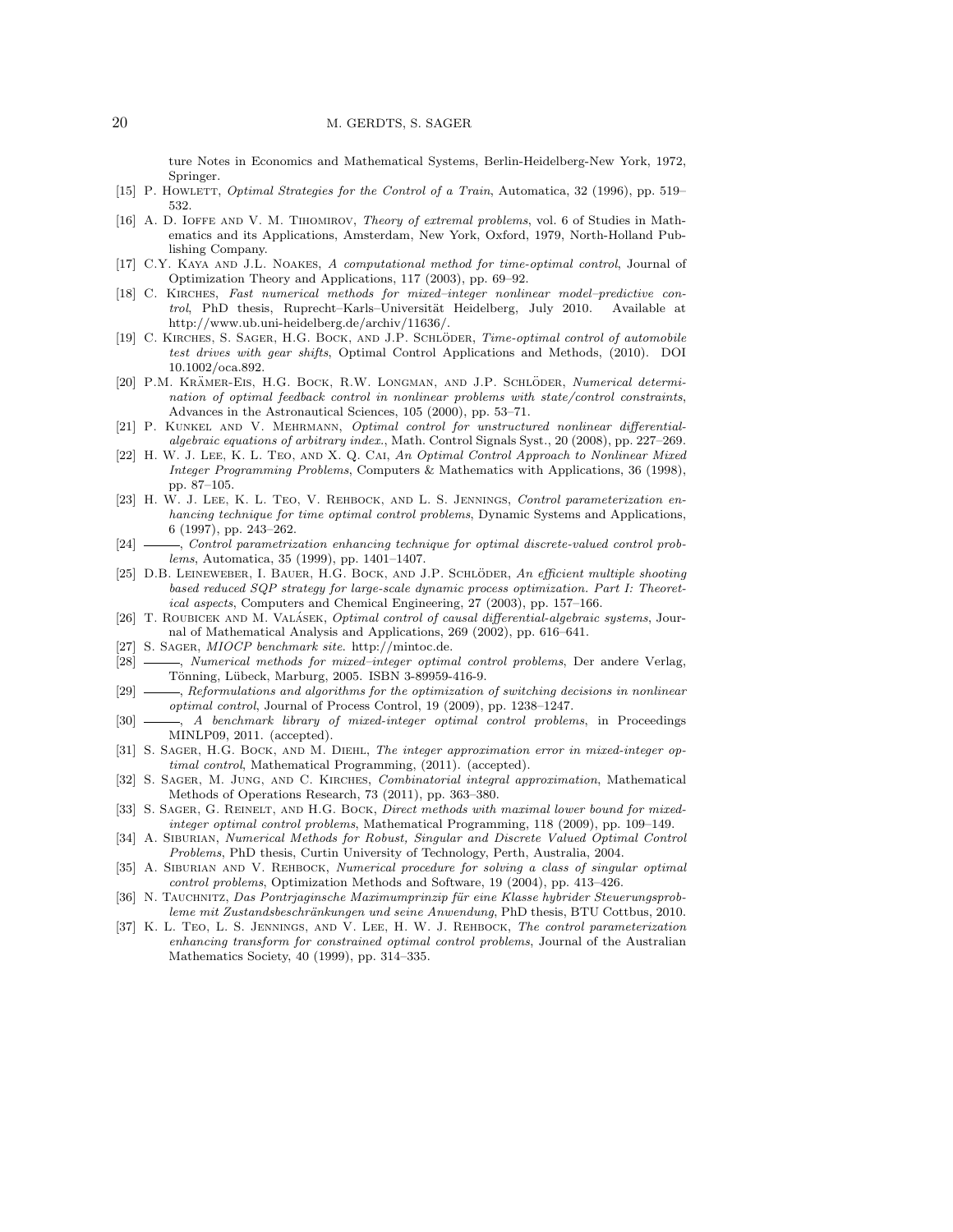ture Notes in Economics and Mathematical Systems, Berlin-Heidelberg-New York, 1972, Springer.

[15] P. Howlett, *Optimal Strategies for the Control of a Train*, Automatica, 32 (1996), pp. 519–532.

[16] A. D. Ioffe and V. M. Tihomirov, *Theory of extremal problems*, vol. 6 of Studies in Mathematics and its Applications, Amsterdam, New York, Oxford, 1979, North-Holland Publishing Company.

[17] C.Y. Kaya and J.L. Noakes, *A computational method for time-optimal control*, Journal of Optimization Theory and Applications, 117 (2003), pp. 69–92.

[18] C. Kirches, *Fast numerical methods for mixed–integer nonlinear model–predictive control*, PhD thesis, Ruprecht–Karls–Universität Heidelberg, July 2010. Available at http://www.ub.uni-heidelberg.de/archiv/11636/.

[19] C. Kirches, S. Sager, H.G. Bock, and J.P. Schlöder, *Time-optimal control of automobile test drives with gear shifts*, Optimal Control Applications and Methods, (2010). DOI 10.1002/oca.892.

[20] P.M. Krämer-Eis, H.G. Bock, R.W. Longman, and J.P. Schlöder, *Numerical determination of optimal feedback control in nonlinear problems with state/control constraints*, Advances in the Astronautical Sciences, 105 (2000), pp. 53–71.

[21] P. Kunkel and V. Mehrmann, *Optimal control for unstructured nonlinear differential-algebraic equations of arbitrary index.*, Math. Control Signals Syst., 20 (2008), pp. 227–269.

[22] H. W. J. Lee, K. L. Teo, and X. Q. Cai, *An Optimal Control Approach to Nonlinear Mixed Integer Programming Problems*, Computers & Mathematics with Applications, 36 (1998), pp. 87–105.

[23] H. W. J. Lee, K. L. Teo, V. Rehbock, and L. S. Jennings, *Control parameterization enhancing technique for time optimal control problems*, Dynamic Systems and Applications, 6 (1997), pp. 243–262.

[24] ———, *Control parametrization enhancing technique for optimal discrete-valued control problems*, Automatica, 35 (1999), pp. 1401–1407.

[25] D.B. Leineweber, I. Bauer, H.G. Bock, and J.P. Schlöder, *An efficient multiple shooting based reduced SQP strategy for large-scale dynamic process optimization. Part I: Theoretical aspects*, Computers and Chemical Engineering, 27 (2003), pp. 157–166.

[26] T. Roubicek and M. Valásek, *Optimal control of causal differential-algebraic systems*, Journal of Mathematical Analysis and Applications, 269 (2002), pp. 616–641.

[27] S. Sager, *MIOCP benchmark site*. http://mintoc.de.

[28] ———, *Numerical methods for mixed–integer optimal control problems*, Der andere Verlag, Tönning, Lübeck, Marburg, 2005. ISBN 3-89959-416-9.

[29] ———, *Reformulations and algorithms for the optimization of switching decisions in nonlinear optimal control*, Journal of Process Control, 19 (2009), pp. 1238–1247.

[30] ———, *A benchmark library of mixed-integer optimal control problems*, in Proceedings MINLP09, 2011. (accepted).

[31] S. Sager, H.G. Bock, and M. Diehl, *The integer approximation error in mixed-integer optimal control*, Mathematical Programming, (2011). (accepted).

[32] S. Sager, M. Jung, and C. Kirches, *Combinatorial integral approximation*, Mathematical Methods of Operations Research, 73 (2011), pp. 363–380.

[33] S. Sager, G. Reinelt, and H.G. Bock, *Direct methods with maximal lower bound for mixed-integer optimal control problems*, Mathematical Programming, 118 (2009), pp. 109–149.

[34] A. Siburian, *Numerical Methods for Robust, Singular and Discrete Valued Optimal Control Problems*, PhD thesis, Curtin University of Technology, Perth, Australia, 2004.

[35] A. Siburian and V. Rehbock, *Numerical procedure for solving a class of singular optimal control problems*, Optimization Methods and Software, 19 (2004), pp. 413–426.

[36] N. Tauchnitz, *Das Pontrjaginsche Maximumprinzip für eine Klasse hybrider Steuerungsprobleme mit Zustandsbeschränkungen und seine Anwendung*, PhD thesis, BTU Cottbus, 2010.

[37] K. L. Teo, L. S. Jennings, and V. Lee, H. W. J. Rehbock, *The control parameterization enhancing transform for constrained optimal control problems*, Journal of the Australian Mathematics Society, 40 (1999), pp. 314–335.